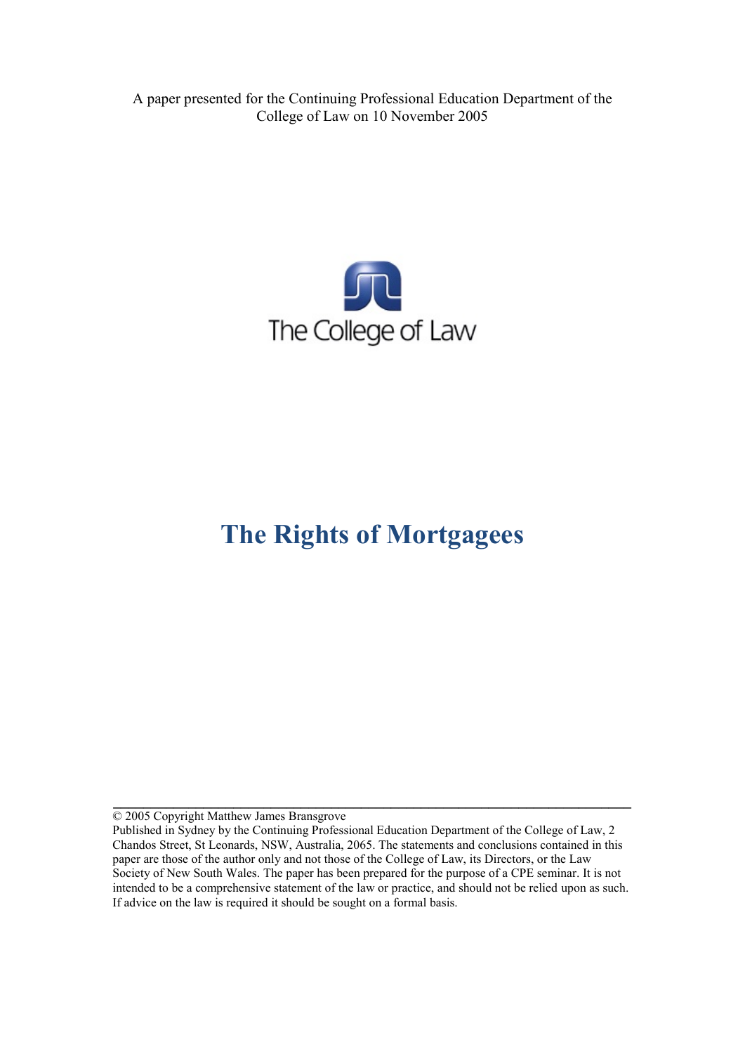A paper presented for the Continuing Professional Education Department of the College of Law on 10 November 2005

The College of Law

# The Rights of Mortgagees

---

© 2005 Copyright Matthew James Bransgrove

Published in Sydney by the Continuing Professional Education Department of the College of Law, 2 Chandos Street, St Leonards, NSW, Australia, 2065. The statements and conclusions contained in this paper are those of the author only and not those of the College of Law, its Directors, or the Law Society of New South Wales. The paper has been prepared for the purpose of a CPE seminar. It is not intended to be a comprehensive statement of the law or practice, and should not be relied upon as such. If advice on the law is required it should be sought on a formal basis.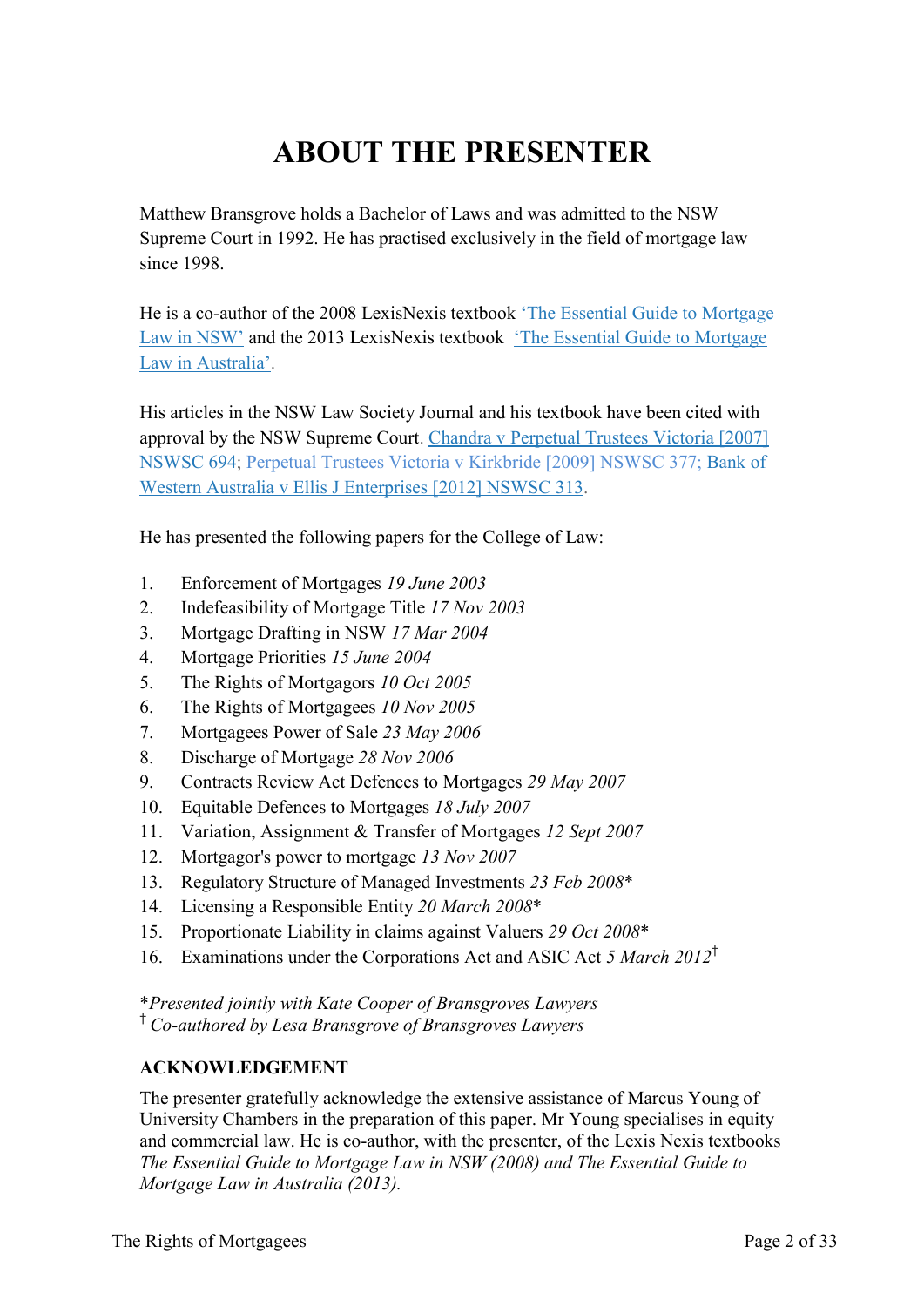# ABOUT THE PRESENTER

Matthew Bransgrove holds a Bachelor of Laws and was admitted to the NSW Supreme Court in 1992. He has practised exclusively in the field of mortgage law since 1998.

He is a co-author of the 2008 LexisNexis textbook ['The Essential Guide to Mortgage Law in NSW'] and the 2013 LexisNexis textbook ['The Essential Guide to Mortgage Law in Australia'].

His articles in the NSW Law Society Journal and his textbook have been cited with approval by the NSW Supreme Court. [Chandra v Perpetual Trustees Victoria [2007] NSWSC 694]; [Perpetual Trustees Victoria v Kirkbride [2009] NSWSC 377]; [Bank of Western Australia v Ellis J Enterprises [2012] NSWSC 313].

He has presented the following papers for the College of Law:

1. Enforcement of Mortgages *19 June 2003*
2. Indefeasibility of Mortgage Title *17 Nov 2003*
3. Mortgage Drafting in NSW *17 Mar 2004*
4. Mortgage Priorities *15 June 2004*
5. The Rights of Mortgagors *10 Oct 2005*
6. The Rights of Mortgagees *10 Nov 2005*
7. Mortgagees Power of Sale *23 May 2006*
8. Discharge of Mortgage *28 Nov 2006*
9. Contracts Review Act Defences to Mortgages *29 May 2007*
10. Equitable Defences to Mortgages *18 July 2007*
11. Variation, Assignment & Transfer of Mortgages *12 Sept 2007*
12. Mortgagor's power to mortgage *13 Nov 2007*
13. Regulatory Structure of Managed Investments *23 Feb 2008**
14. Licensing a Responsible Entity *20 March 2008**
15. Proportionate Liability in claims against Valuers *29 Oct 2008**
16. Examinations under the Corporations Act and ASIC Act *5 March 2012*†

**Presented jointly with Kate Cooper of Bransgroves Lawyers*
† *Co-authored by Lesa Bransgrove of Bransgroves Lawyers*

**ACKNOWLEDGEMENT**

The presenter gratefully acknowledge the extensive assistance of Marcus Young of University Chambers in the preparation of this paper. Mr Young specialises in equity and commercial law. He is co-author, with the presenter, of the Lexis Nexis textbooks *The Essential Guide to Mortgage Law in NSW (2008) and The Essential Guide to Mortgage Law in Australia (2013).*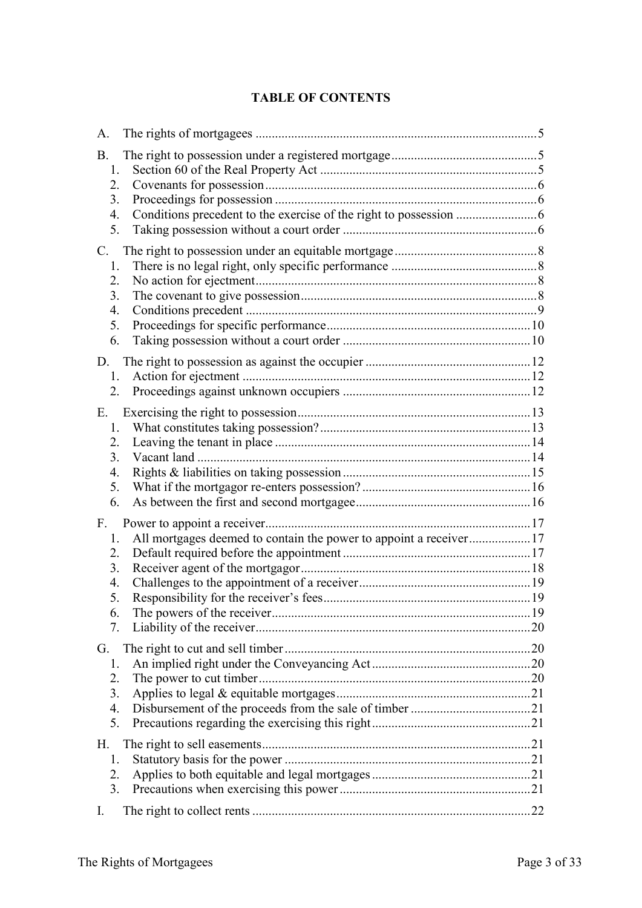**TABLE OF CONTENTS**

A. The rights of mortgagees ......................................................................................5

B. The right to possession under a registered mortgage.............................................5
   1. Section 60 of the Real Property Act ..................................................................5
   2. Covenants for possession...................................................................................6
   3. Proceedings for possession ................................................................................6
   4. Conditions precedent to the exercise of the right to possession .........................6
   5. Taking possession without a court order ...........................................................6

C. The right to possession under an equitable mortgage............................................8
   1. There is no legal right, only specific performance .............................................8
   2. No action for ejectment......................................................................................8
   3. The covenant to give possession........................................................................8
   4. Conditions precedent .........................................................................................9
   5. Proceedings for specific performance...............................................................10
   6. Taking possession without a court order ..........................................................10

D. The right to possession as against the occupier ..................................................12
   1. Action for ejectment .........................................................................................12
   2. Proceedings against unknown occupiers ..........................................................12

E. Exercising the right to possession.......................................................................13
   1. What constitutes taking possession?.................................................................13
   2. Leaving the tenant in place ..............................................................................14
   3. Vacant land ......................................................................................................14
   4. Rights & liabilities on taking possession ..........................................................15
   5. What if the mortgagor re-enters possession? ....................................................16
   6. As between the first and second mortgagee......................................................16

F. Power to appoint a receiver.................................................................................17
   1. All mortgages deemed to contain the power to appoint a receiver...................17
   2. Default required before the appointment .........................................................17
   3. Receiver agent of the mortgagor.......................................................................18
   4. Challenges to the appointment of a receiver.....................................................19
   5. Responsibility for the receiver's fees................................................................19
   6. The powers of the receiver................................................................................19
   7. Liability of the receiver....................................................................................20

G. The right to cut and sell timber ..........................................................................20
   1. An implied right under the Conveyancing Act .................................................20
   2. The power to cut timber...................................................................................20
   3. Applies to legal & equitable mortgages............................................................21
   4. Disbursement of the proceeds from the sale of timber .....................................21
   5. Precautions regarding the exercising this right.................................................21

H. The right to sell easements.................................................................................21
   1. Statutory basis for the power ...........................................................................21
   2. Applies to both equitable and legal mortgages.................................................21
   3. Precautions when exercising this power ..........................................................21

I. The right to collect rents ......................................................................................22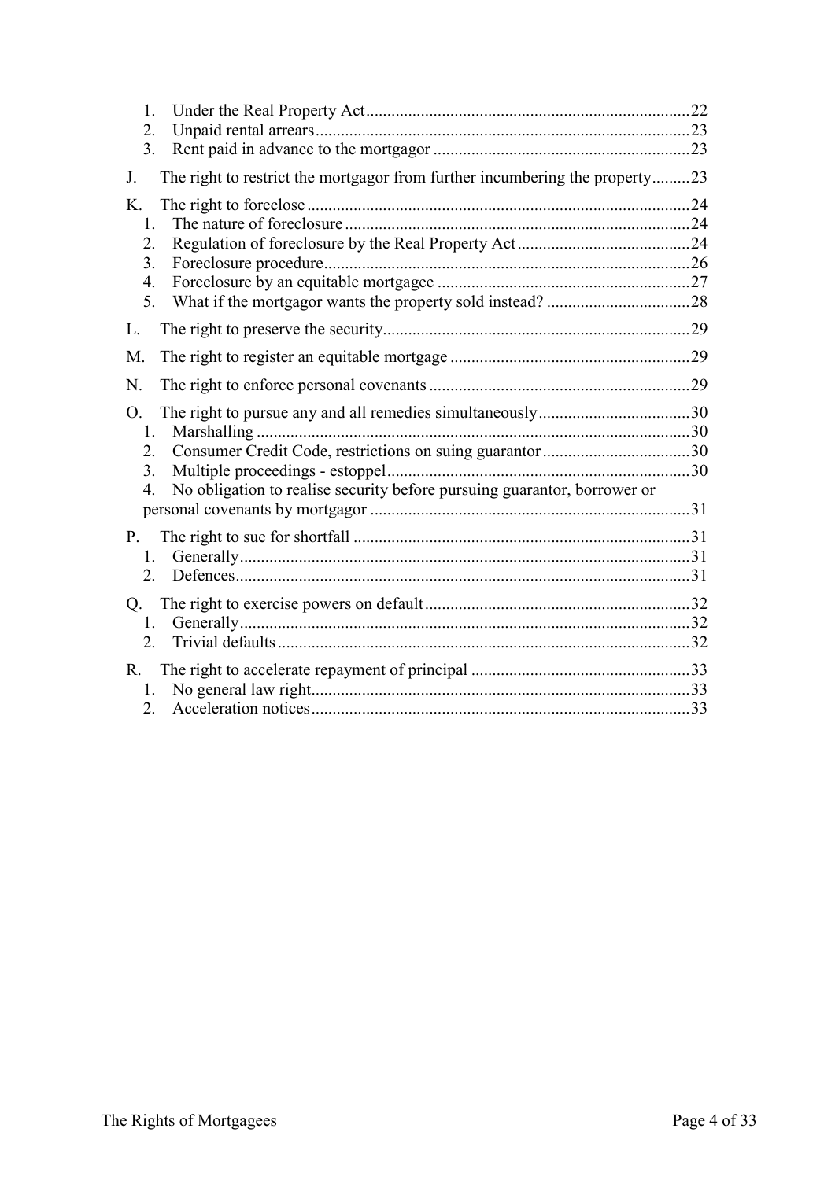1. Under the Real Property Act ....................................................................... 22
2. Unpaid rental arrears ................................................................................. 23
3. Rent paid in advance to the mortgagor ........................................................ 23

J. The right to restrict the mortgagor from further incumbering the property ......... 23

K. The right to foreclose ................................................................................. 24
1. The nature of foreclosure ............................................................................ 24
2. Regulation of foreclosure by the Real Property Act ........................................ 24
3. Foreclosure procedure ................................................................................. 26
4. Foreclosure by an equitable mortgagee ........................................................ 27
5. What if the mortgagor wants the property sold instead? .................................. 28

L. The right to preserve the security ................................................................. 29

M. The right to register an equitable mortgage .................................................. 29

N. The right to enforce personal covenants ....................................................... 29

O. The right to pursue any and all remedies simultaneously .................................. 30
1. Marshalling ................................................................................................ 30
2. Consumer Credit Code, restrictions on suing guarantor ................................... 30
3. Multiple proceedings - estoppel ..................................................................... 30
4. No obligation to realise security before pursuing guarantor, borrower or personal covenants by mortgagor ..................................................................... 31

P. The right to sue for shortfall ......................................................................... 31
1. Generally .................................................................................................... 31
2. Defences ..................................................................................................... 31

Q. The right to exercise powers on default ......................................................... 32
1. Generally .................................................................................................... 32
2. Trivial defaults ............................................................................................ 32

R. The right to accelerate repayment of principal ............................................... 33
1. No general law right ..................................................................................... 33
2. Acceleration notices ..................................................................................... 33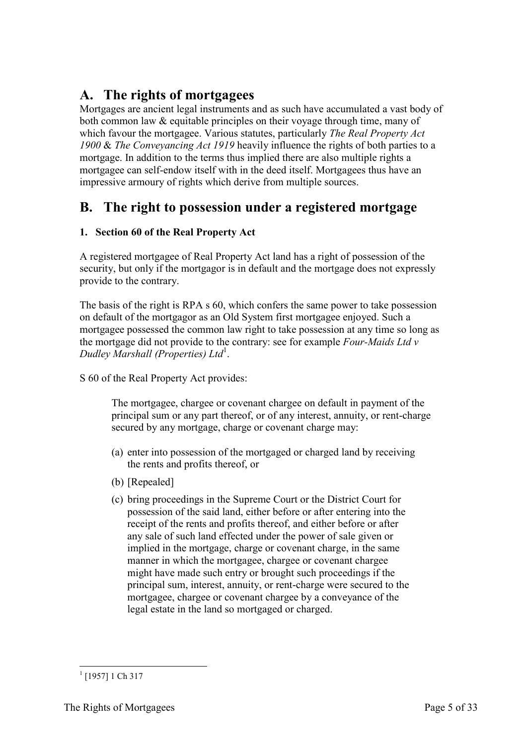## A. The rights of mortgagees

Mortgages are ancient legal instruments and as such have accumulated a vast body of both common law & equitable principles on their voyage through time, many of which favour the mortgagee. Various statutes, particularly *The Real Property Act 1900* & *The Conveyancing Act 1919* heavily influence the rights of both parties to a mortgage. In addition to the terms thus implied there are also multiple rights a mortgagee can self-endow itself with in the deed itself. Mortgagees thus have an impressive armoury of rights which derive from multiple sources.

## B. The right to possession under a registered mortgage

### 1. Section 60 of the Real Property Act

A registered mortgagee of Real Property Act land has a right of possession of the security, but only if the mortgagor is in default and the mortgage does not expressly provide to the contrary.

The basis of the right is RPA s 60, which confers the same power to take possession on default of the mortgagor as an Old System first mortgagee enjoyed. Such a mortgagee possessed the common law right to take possession at any time so long as the mortgage did not provide to the contrary: see for example *Four-Maids Ltd v Dudley Marshall (Properties) Ltd*[1].

S 60 of the Real Property Act provides:

> The mortgagee, chargee or covenant chargee on default in payment of the principal sum or any part thereof, or of any interest, annuity, or rent-charge secured by any mortgage, charge or covenant charge may:
>
> (a) enter into possession of the mortgaged or charged land by receiving the rents and profits thereof, or
>
> (b) [Repealed]
>
> (c) bring proceedings in the Supreme Court or the District Court for possession of the said land, either before or after entering into the receipt of the rents and profits thereof, and either before or after any sale of such land effected under the power of sale given or implied in the mortgage, charge or covenant charge, in the same manner in which the mortgagee, chargee or covenant chargee might have made such entry or brought such proceedings if the principal sum, interest, annuity, or rent-charge were secured to the mortgagee, chargee or covenant chargee by a conveyance of the legal estate in the land so mortgaged or charged.

---

[1] [1957] 1 Ch 317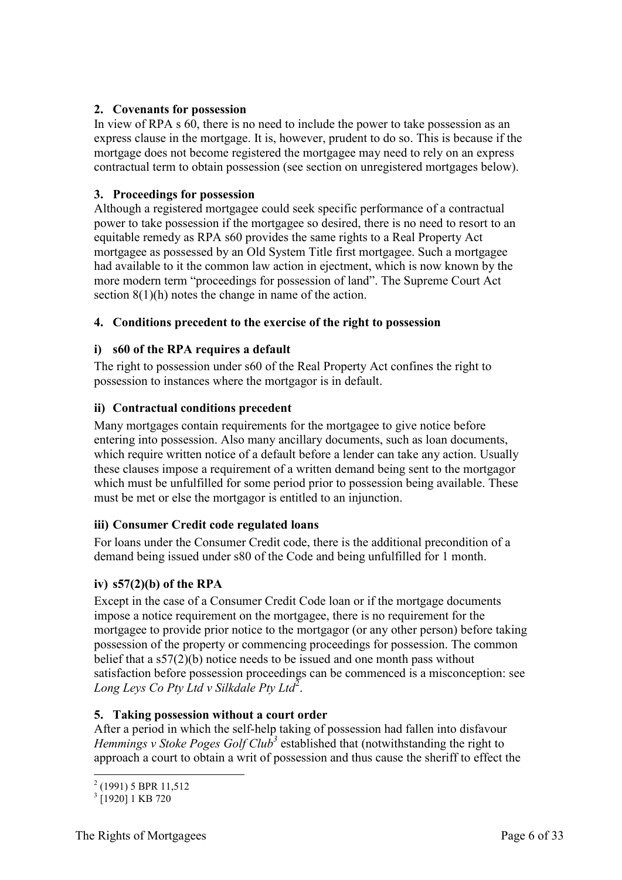## 2. Covenants for possession

In view of RPA s 60, there is no need to include the power to take possession as an express clause in the mortgage. It is, however, prudent to do so. This is because if the mortgage does not become registered the mortgagee may need to rely on an express contractual term to obtain possession (see section on unregistered mortgages below).

## 3. Proceedings for possession

Although a registered mortgagee could seek specific performance of a contractual power to take possession if the mortgagee so desired, there is no need to resort to an equitable remedy as RPA s60 provides the same rights to a Real Property Act mortgagee as possessed by an Old System Title first mortgagee. Such a mortgagee had available to it the common law action in ejectment, which is now known by the more modern term "proceedings for possession of land". The Supreme Court Act section 8(1)(h) notes the change in name of the action.

## 4. Conditions precedent to the exercise of the right to possession

### i) s60 of the RPA requires a default

The right to possession under s60 of the Real Property Act confines the right to possession to instances where the mortgagor is in default.

### ii) Contractual conditions precedent

Many mortgages contain requirements for the mortgagee to give notice before entering into possession. Also many ancillary documents, such as loan documents, which require written notice of a default before a lender can take any action. Usually these clauses impose a requirement of a written demand being sent to the mortgagor which must be unfulfilled for some period prior to possession being available. These must be met or else the mortgagor is entitled to an injunction.

### iii) Consumer Credit code regulated loans

For loans under the Consumer Credit code, there is the additional precondition of a demand being issued under s80 of the Code and being unfulfilled for 1 month.

### iv) s57(2)(b) of the RPA

Except in the case of a Consumer Credit Code loan or if the mortgage documents impose a notice requirement on the mortgagee, there is no requirement for the mortgagee to provide prior notice to the mortgagor (or any other person) before taking possession of the property or commencing proceedings for possession. The common belief that a s57(2)(b) notice needs to be issued and one month pass without satisfaction before possession proceedings can be commenced is a misconception: see *Long Leys Co Pty Ltd v Silkdale Pty Ltd*[2].

## 5. Taking possession without a court order

After a period in which the self-help taking of possession had fallen into disfavour *Hemmings v Stoke Poges Golf Club*[3] established that (notwithstanding the right to approach a court to obtain a writ of possession and thus cause the sheriff to effect the

---

[2] (1991) 5 BPR 11,512

[3] [1920] 1 KB 720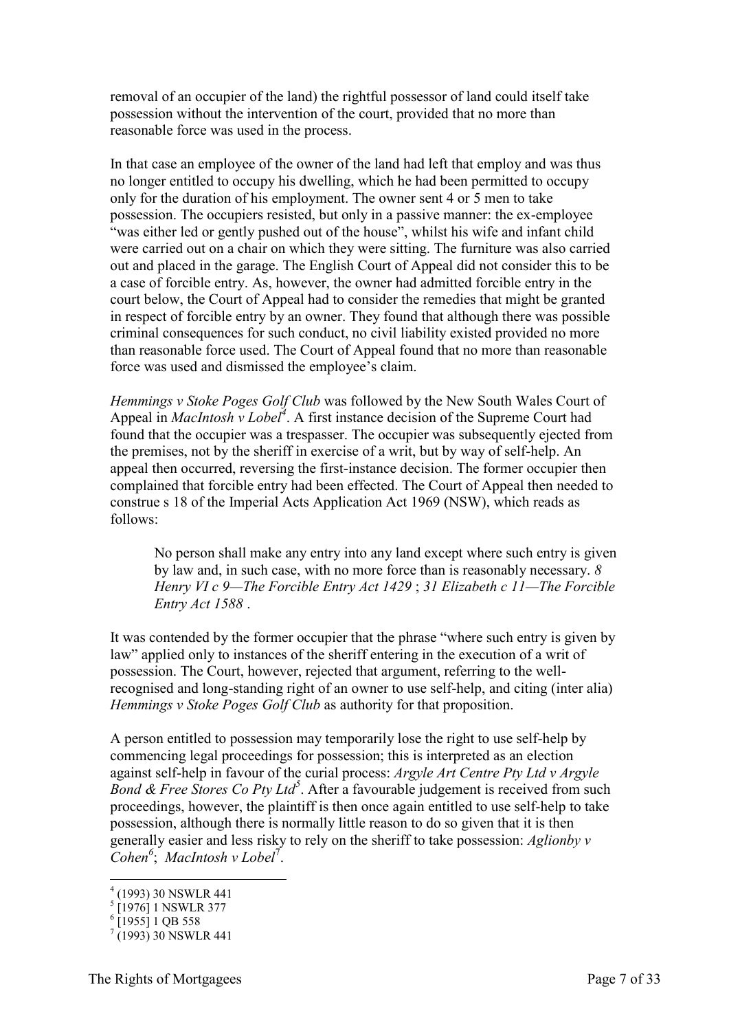removal of an occupier of the land) the rightful possessor of land could itself take possession without the intervention of the court, provided that no more than reasonable force was used in the process.

In that case an employee of the owner of the land had left that employ and was thus no longer entitled to occupy his dwelling, which he had been permitted to occupy only for the duration of his employment. The owner sent 4 or 5 men to take possession. The occupiers resisted, but only in a passive manner: the ex-employee "was either led or gently pushed out of the house", whilst his wife and infant child were carried out on a chair on which they were sitting. The furniture was also carried out and placed in the garage. The English Court of Appeal did not consider this to be a case of forcible entry. As, however, the owner had admitted forcible entry in the court below, the Court of Appeal had to consider the remedies that might be granted in respect of forcible entry by an owner. They found that although there was possible criminal consequences for such conduct, no civil liability existed provided no more than reasonable force used. The Court of Appeal found that no more than reasonable force was used and dismissed the employee's claim.

*Hemmings v Stoke Poges Golf Club* was followed by the New South Wales Court of Appeal in *MacIntosh v Lobel*[4]. A first instance decision of the Supreme Court had found that the occupier was a trespasser. The occupier was subsequently ejected from the premises, not by the sheriff in exercise of a writ, but by way of self-help. An appeal then occurred, reversing the first-instance decision. The former occupier then complained that forcible entry had been effected. The Court of Appeal then needed to construe s 18 of the Imperial Acts Application Act 1969 (NSW), which reads as follows:

> No person shall make any entry into any land except where such entry is given by law and, in such case, with no more force than is reasonably necessary. *8 Henry VI c 9—The Forcible Entry Act 1429* ; *31 Elizabeth c 11—The Forcible Entry Act 1588* .

It was contended by the former occupier that the phrase "where such entry is given by law" applied only to instances of the sheriff entering in the execution of a writ of possession. The Court, however, rejected that argument, referring to the well-recognised and long-standing right of an owner to use self-help, and citing (inter alia) *Hemmings v Stoke Poges Golf Club* as authority for that proposition.

A person entitled to possession may temporarily lose the right to use self-help by commencing legal proceedings for possession; this is interpreted as an election against self-help in favour of the curial process: *Argyle Art Centre Pty Ltd v Argyle Bond & Free Stores Co Pty Ltd*[5]. After a favourable judgement is received from such proceedings, however, the plaintiff is then once again entitled to use self-help to take possession, although there is normally little reason to do so given that it is then generally easier and less risky to rely on the sheriff to take possession: *Aglionby v Cohen*[6]; *MacIntosh v Lobel*[7].

---

[4] (1993) 30 NSWLR 441

[5] [1976] 1 NSWLR 377

[6] [1955] 1 QB 558

[7] (1993) 30 NSWLR 441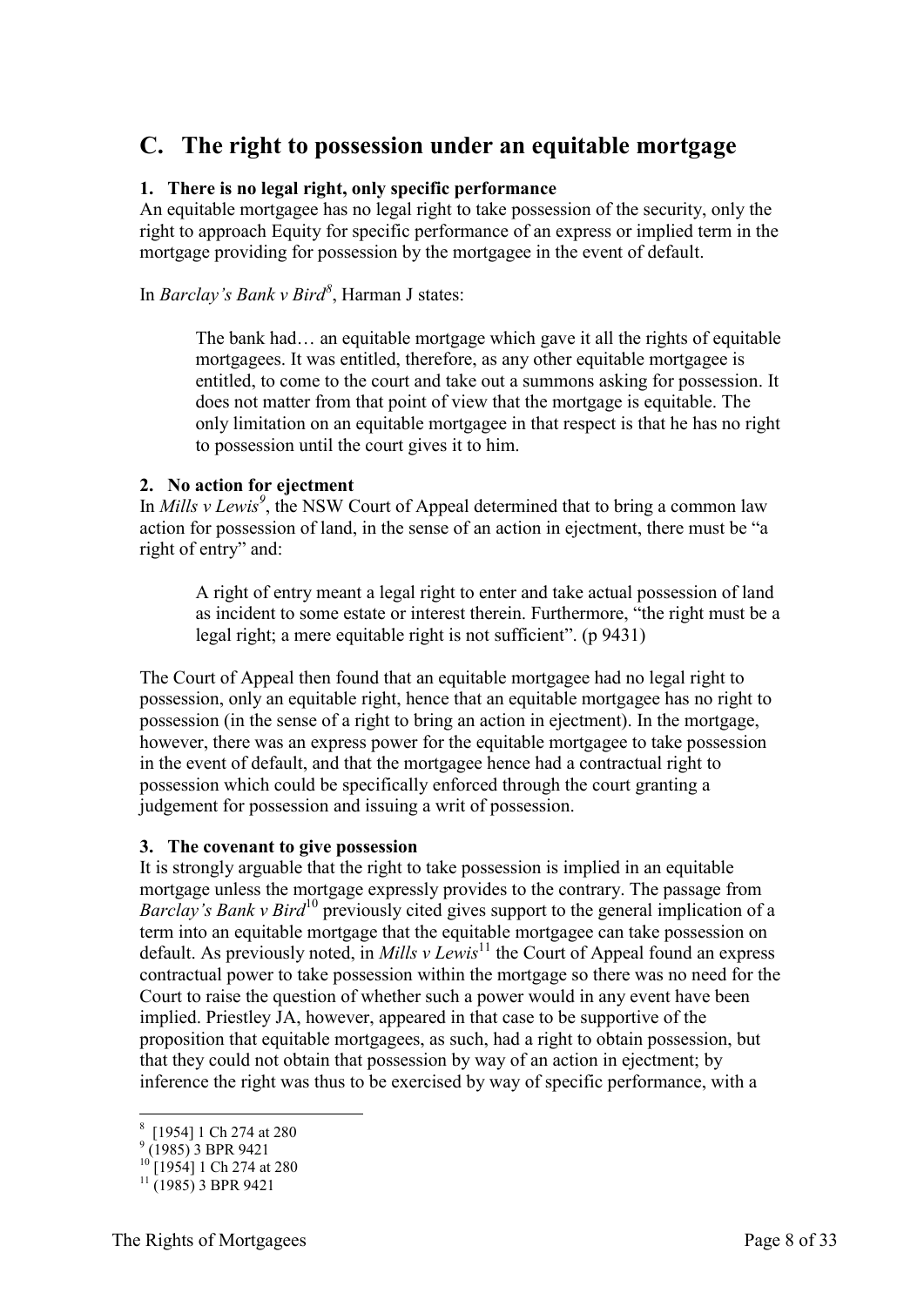## C. The right to possession under an equitable mortgage

### 1. There is no legal right, only specific performance

An equitable mortgagee has no legal right to take possession of the security, only the right to approach Equity for specific performance of an express or implied term in the mortgage providing for possession by the mortgagee in the event of default.

In *Barclay's Bank v Bird*[8], Harman J states:

> The bank had… an equitable mortgage which gave it all the rights of equitable mortgagees. It was entitled, therefore, as any other equitable mortgagee is entitled, to come to the court and take out a summons asking for possession. It does not matter from that point of view that the mortgage is equitable. The only limitation on an equitable mortgagee in that respect is that he has no right to possession until the court gives it to him.

### 2. No action for ejectment

In *Mills v Lewis*[9], the NSW Court of Appeal determined that to bring a common law action for possession of land, in the sense of an action in ejectment, there must be "a right of entry" and:

> A right of entry meant a legal right to enter and take actual possession of land as incident to some estate or interest therein. Furthermore, "the right must be a legal right; a mere equitable right is not sufficient". (p 9431)

The Court of Appeal then found that an equitable mortgagee had no legal right to possession, only an equitable right, hence that an equitable mortgagee has no right to possession (in the sense of a right to bring an action in ejectment). In the mortgage, however, there was an express power for the equitable mortgagee to take possession in the event of default, and that the mortgagee hence had a contractual right to possession which could be specifically enforced through the court granting a judgement for possession and issuing a writ of possession.

### 3. The covenant to give possession

It is strongly arguable that the right to take possession is implied in an equitable mortgage unless the mortgage expressly provides to the contrary. The passage from *Barclay's Bank v Bird*[10] previously cited gives support to the general implication of a term into an equitable mortgage that the equitable mortgagee can take possession on default. As previously noted, in *Mills v Lewis*[11] the Court of Appeal found an express contractual power to take possession within the mortgage so there was no need for the Court to raise the question of whether such a power would in any event have been implied. Priestley JA, however, appeared in that case to be supportive of the proposition that equitable mortgagees, as such, had a right to obtain possession, but that they could not obtain that possession by way of an action in ejectment; by inference the right was thus to be exercised by way of specific performance, with a

---

[8] [1954] 1 Ch 274 at 280

[9] (1985) 3 BPR 9421

[10] [1954] 1 Ch 274 at 280

[11] (1985) 3 BPR 9421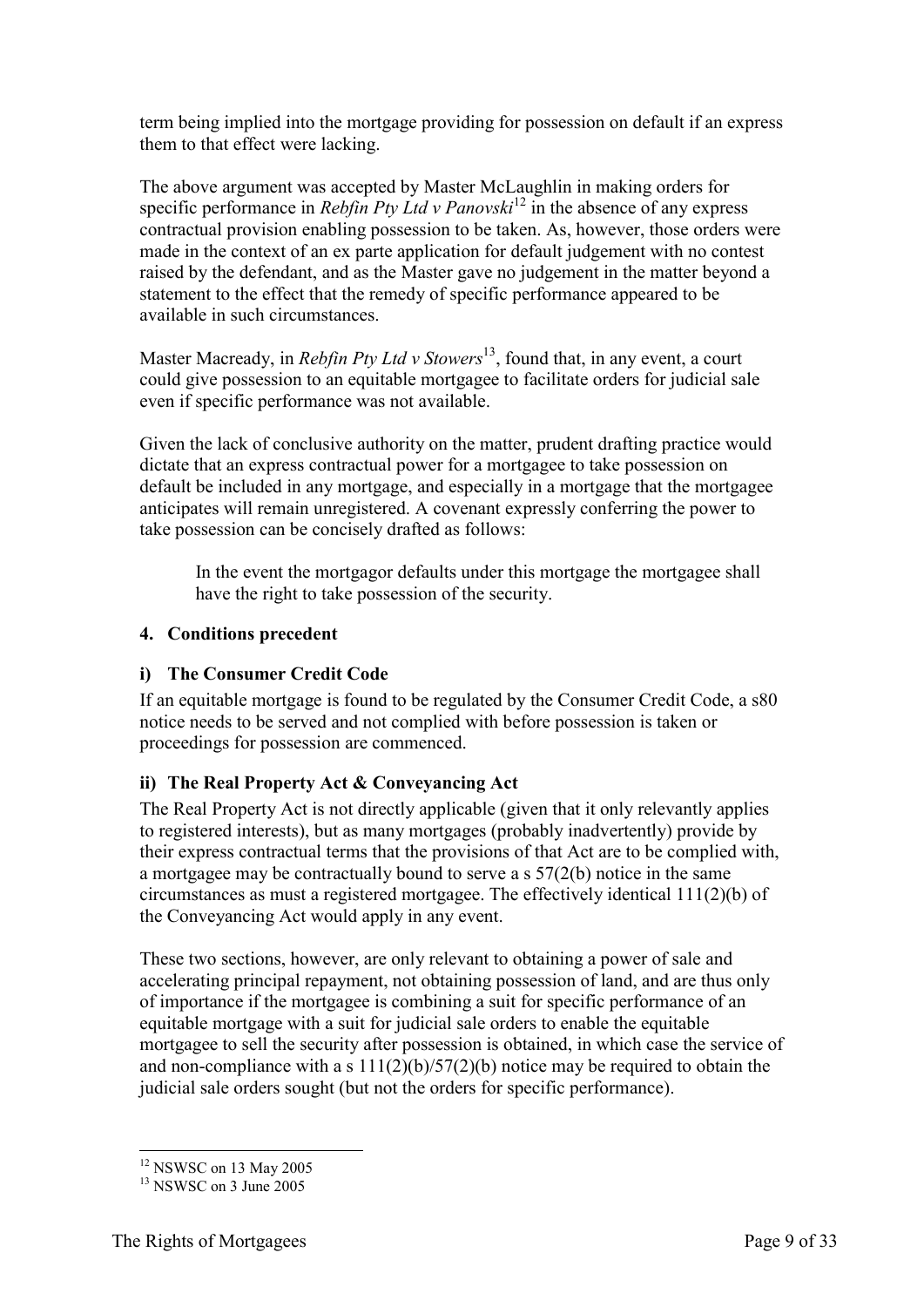term being implied into the mortgage providing for possession on default if an express them to that effect were lacking.

The above argument was accepted by Master McLaughlin in making orders for specific performance in *Rebfin Pty Ltd v Panovski*[12] in the absence of any express contractual provision enabling possession to be taken. As, however, those orders were made in the context of an ex parte application for default judgement with no contest raised by the defendant, and as the Master gave no judgement in the matter beyond a statement to the effect that the remedy of specific performance appeared to be available in such circumstances.

Master Macready, in *Rebfin Pty Ltd v Stowers*[13], found that, in any event, a court could give possession to an equitable mortgagee to facilitate orders for judicial sale even if specific performance was not available.

Given the lack of conclusive authority on the matter, prudent drafting practice would dictate that an express contractual power for a mortgagee to take possession on default be included in any mortgage, and especially in a mortgage that the mortgagee anticipates will remain unregistered. A covenant expressly conferring the power to take possession can be concisely drafted as follows:

> In the event the mortgagor defaults under this mortgage the mortgagee shall have the right to take possession of the security.

## 4. Conditions precedent

### i) The Consumer Credit Code

If an equitable mortgage is found to be regulated by the Consumer Credit Code, a s80 notice needs to be served and not complied with before possession is taken or proceedings for possession are commenced.

### ii) The Real Property Act & Conveyancing Act

The Real Property Act is not directly applicable (given that it only relevantly applies to registered interests), but as many mortgages (probably inadvertently) provide by their express contractual terms that the provisions of that Act are to be complied with, a mortgagee may be contractually bound to serve a s 57(2(b) notice in the same circumstances as must a registered mortgagee. The effectively identical 111(2)(b) of the Conveyancing Act would apply in any event.

These two sections, however, are only relevant to obtaining a power of sale and accelerating principal repayment, not obtaining possession of land, and are thus only of importance if the mortgagee is combining a suit for specific performance of an equitable mortgage with a suit for judicial sale orders to enable the equitable mortgagee to sell the security after possession is obtained, in which case the service of and non-compliance with a s 111(2)(b)/57(2)(b) notice may be required to obtain the judicial sale orders sought (but not the orders for specific performance).

---

[12] NSWSC on 13 May 2005

[13] NSWSC on 3 June 2005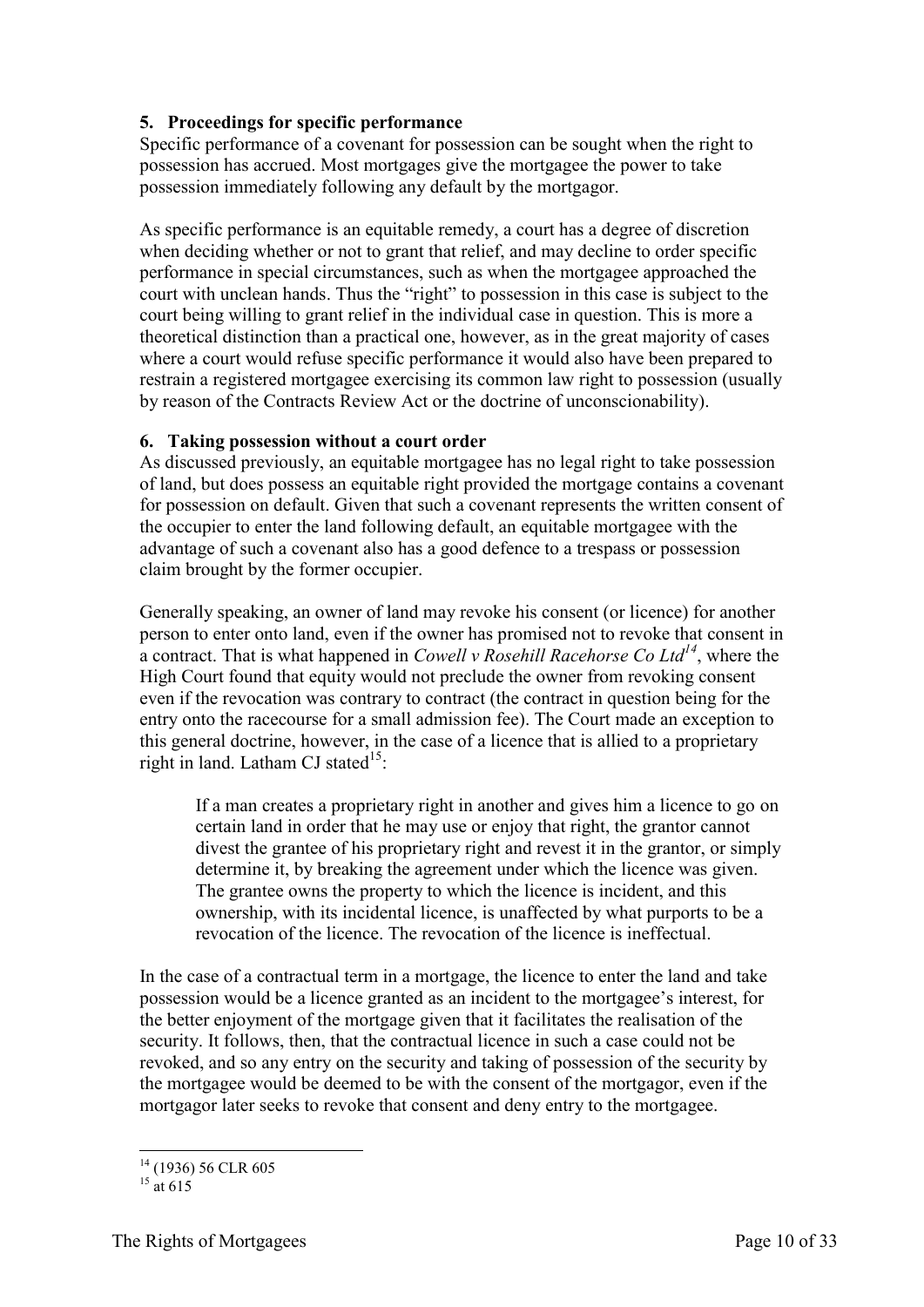### 5. Proceedings for specific performance

Specific performance of a covenant for possession can be sought when the right to possession has accrued. Most mortgages give the mortgagee the power to take possession immediately following any default by the mortgagor.

As specific performance is an equitable remedy, a court has a degree of discretion when deciding whether or not to grant that relief, and may decline to order specific performance in special circumstances, such as when the mortgagee approached the court with unclean hands. Thus the "right" to possession in this case is subject to the court being willing to grant relief in the individual case in question. This is more a theoretical distinction than a practical one, however, as in the great majority of cases where a court would refuse specific performance it would also have been prepared to restrain a registered mortgagee exercising its common law right to possession (usually by reason of the Contracts Review Act or the doctrine of unconscionability).

### 6. Taking possession without a court order

As discussed previously, an equitable mortgagee has no legal right to take possession of land, but does possess an equitable right provided the mortgage contains a covenant for possession on default. Given that such a covenant represents the written consent of the occupier to enter the land following default, an equitable mortgagee with the advantage of such a covenant also has a good defence to a trespass or possession claim brought by the former occupier.

Generally speaking, an owner of land may revoke his consent (or licence) for another person to enter onto land, even if the owner has promised not to revoke that consent in a contract. That is what happened in *Cowell v Rosehill Racehorse Co Ltd*[14], where the High Court found that equity would not preclude the owner from revoking consent even if the revocation was contrary to contract (the contract in question being for the entry onto the racecourse for a small admission fee). The Court made an exception to this general doctrine, however, in the case of a licence that is allied to a proprietary right in land. Latham CJ stated[15]:

> If a man creates a proprietary right in another and gives him a licence to go on certain land in order that he may use or enjoy that right, the grantor cannot divest the grantee of his proprietary right and revest it in the grantor, or simply determine it, by breaking the agreement under which the licence was given. The grantee owns the property to which the licence is incident, and this ownership, with its incidental licence, is unaffected by what purports to be a revocation of the licence. The revocation of the licence is ineffectual.

In the case of a contractual term in a mortgage, the licence to enter the land and take possession would be a licence granted as an incident to the mortgagee's interest, for the better enjoyment of the mortgage given that it facilitates the realisation of the security. It follows, then, that the contractual licence in such a case could not be revoked, and so any entry on the security and taking of possession of the security by the mortgagee would be deemed to be with the consent of the mortgagor, even if the mortgagor later seeks to revoke that consent and deny entry to the mortgagee.

---

[14] (1936) 56 CLR 605

[15] at 615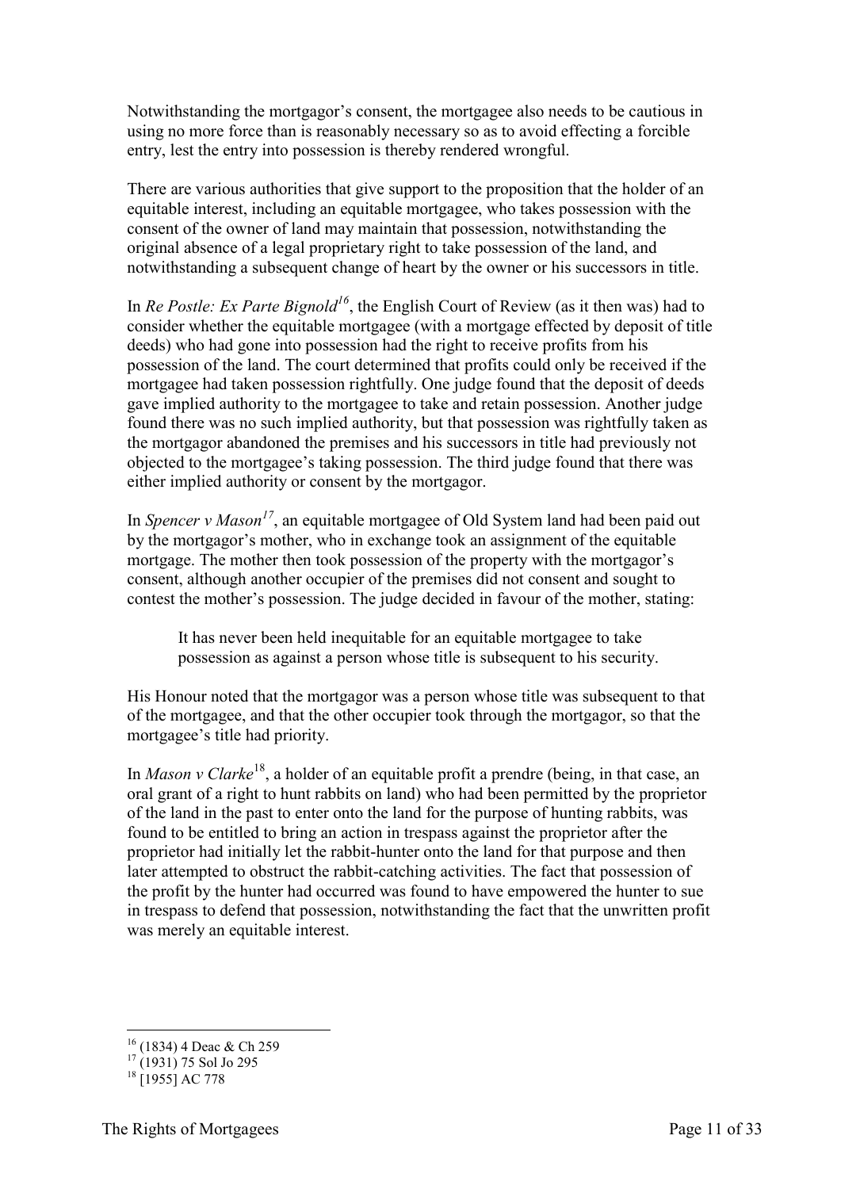Notwithstanding the mortgagor's consent, the mortgagee also needs to be cautious in using no more force than is reasonably necessary so as to avoid effecting a forcible entry, lest the entry into possession is thereby rendered wrongful.

There are various authorities that give support to the proposition that the holder of an equitable interest, including an equitable mortgagee, who takes possession with the consent of the owner of land may maintain that possession, notwithstanding the original absence of a legal proprietary right to take possession of the land, and notwithstanding a subsequent change of heart by the owner or his successors in title.

In *Re Postle: Ex Parte Bignold*[16], the English Court of Review (as it then was) had to consider whether the equitable mortgagee (with a mortgage effected by deposit of title deeds) who had gone into possession had the right to receive profits from his possession of the land. The court determined that profits could only be received if the mortgagee had taken possession rightfully. One judge found that the deposit of deeds gave implied authority to the mortgagee to take and retain possession. Another judge found there was no such implied authority, but that possession was rightfully taken as the mortgagor abandoned the premises and his successors in title had previously not objected to the mortgagee's taking possession. The third judge found that there was either implied authority or consent by the mortgagor.

In *Spencer v Mason*[17], an equitable mortgagee of Old System land had been paid out by the mortgagor's mother, who in exchange took an assignment of the equitable mortgage. The mother then took possession of the property with the mortgagor's consent, although another occupier of the premises did not consent and sought to contest the mother's possession. The judge decided in favour of the mother, stating:

> It has never been held inequitable for an equitable mortgagee to take possession as against a person whose title is subsequent to his security.

His Honour noted that the mortgagor was a person whose title was subsequent to that of the mortgagee, and that the other occupier took through the mortgagor, so that the mortgagee's title had priority.

In *Mason v Clarke*[18], a holder of an equitable profit a prendre (being, in that case, an oral grant of a right to hunt rabbits on land) who had been permitted by the proprietor of the land in the past to enter onto the land for the purpose of hunting rabbits, was found to be entitled to bring an action in trespass against the proprietor after the proprietor had initially let the rabbit-hunter onto the land for that purpose and then later attempted to obstruct the rabbit-catching activities. The fact that possession of the profit by the hunter had occurred was found to have empowered the hunter to sue in trespass to defend that possession, notwithstanding the fact that the unwritten profit was merely an equitable interest.

---

[16] (1834) 4 Deac & Ch 259

[17] (1931) 75 Sol Jo 295

[18] [1955] AC 778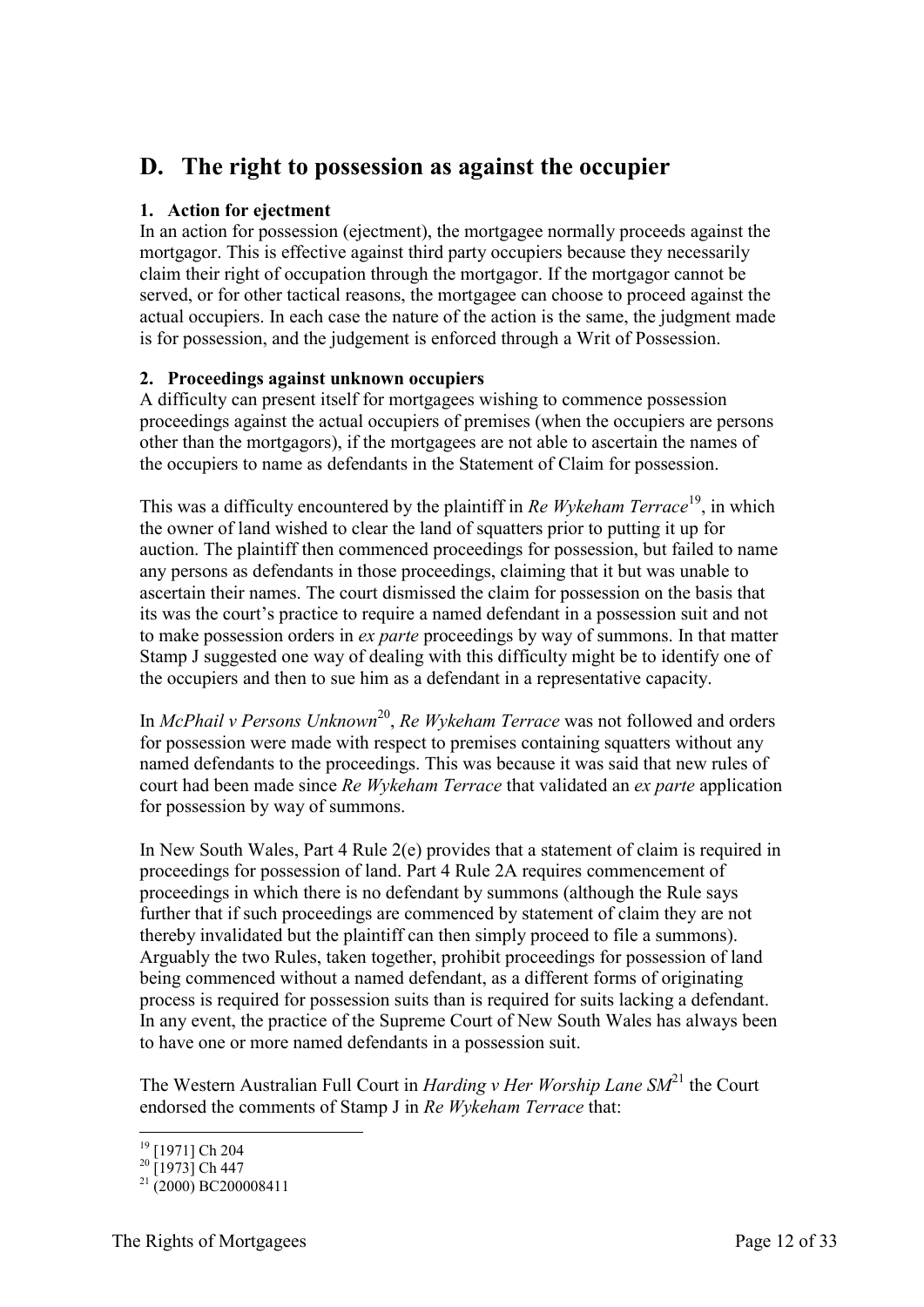## D. The right to possession as against the occupier

### 1. Action for ejectment

In an action for possession (ejectment), the mortgagee normally proceeds against the mortgagor. This is effective against third party occupiers because they necessarily claim their right of occupation through the mortgagor. If the mortgagor cannot be served, or for other tactical reasons, the mortgagee can choose to proceed against the actual occupiers. In each case the nature of the action is the same, the judgment made is for possession, and the judgement is enforced through a Writ of Possession.

### 2. Proceedings against unknown occupiers

A difficulty can present itself for mortgagees wishing to commence possession proceedings against the actual occupiers of premises (when the occupiers are persons other than the mortgagors), if the mortgagees are not able to ascertain the names of the occupiers to name as defendants in the Statement of Claim for possession.

This was a difficulty encountered by the plaintiff in *Re Wykeham Terrace*[19], in which the owner of land wished to clear the land of squatters prior to putting it up for auction. The plaintiff then commenced proceedings for possession, but failed to name any persons as defendants in those proceedings, claiming that it but was unable to ascertain their names. The court dismissed the claim for possession on the basis that its was the court's practice to require a named defendant in a possession suit and not to make possession orders in *ex parte* proceedings by way of summons. In that matter Stamp J suggested one way of dealing with this difficulty might be to identify one of the occupiers and then to sue him as a defendant in a representative capacity.

In *McPhail v Persons Unknown*[20], *Re Wykeham Terrace* was not followed and orders for possession were made with respect to premises containing squatters without any named defendants to the proceedings. This was because it was said that new rules of court had been made since *Re Wykeham Terrace* that validated an *ex parte* application for possession by way of summons.

In New South Wales, Part 4 Rule 2(e) provides that a statement of claim is required in proceedings for possession of land. Part 4 Rule 2A requires commencement of proceedings in which there is no defendant by summons (although the Rule says further that if such proceedings are commenced by statement of claim they are not thereby invalidated but the plaintiff can then simply proceed to file a summons). Arguably the two Rules, taken together, prohibit proceedings for possession of land being commenced without a named defendant, as a different forms of originating process is required for possession suits than is required for suits lacking a defendant. In any event, the practice of the Supreme Court of New South Wales has always been to have one or more named defendants in a possession suit.

The Western Australian Full Court in *Harding v Her Worship Lane SM*[21] the Court endorsed the comments of Stamp J in *Re Wykeham Terrace* that:

---

[19] [1971] Ch 204

[20] [1973] Ch 447

[21] (2000) BC200008411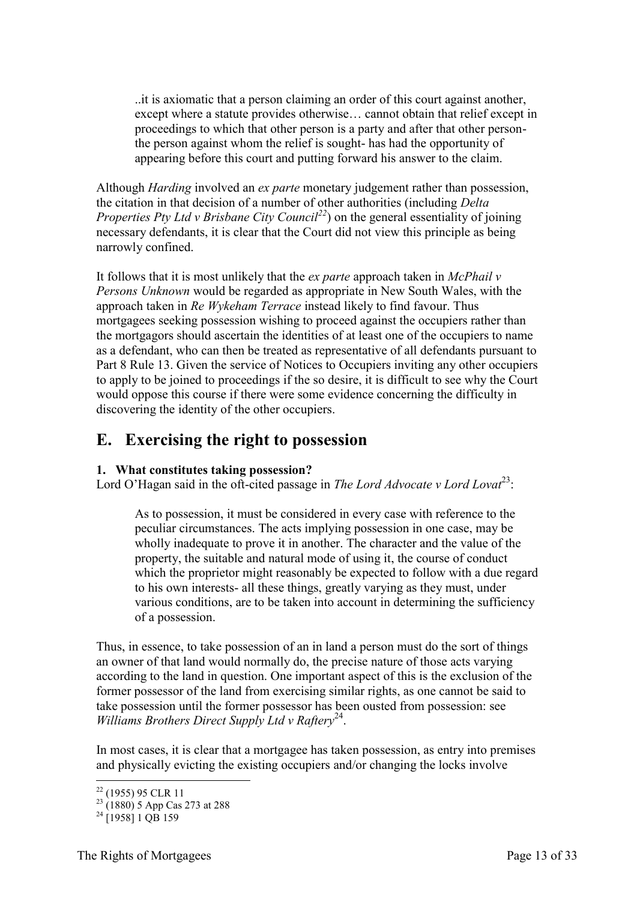> ..it is axiomatic that a person claiming an order of this court against another, except where a statute provides otherwise… cannot obtain that relief except in proceedings to which that other person is a party and after that other person- the person against whom the relief is sought- has had the opportunity of appearing before this court and putting forward his answer to the claim.

Although *Harding* involved an *ex parte* monetary judgement rather than possession, the citation in that decision of a number of other authorities (including *Delta Properties Pty Ltd v Brisbane City Council*[22]) on the general essentiality of joining necessary defendants, it is clear that the Court did not view this principle as being narrowly confined.

It follows that it is most unlikely that the *ex parte* approach taken in *McPhail v Persons Unknown* would be regarded as appropriate in New South Wales, with the approach taken in *Re Wykeham Terrace* instead likely to find favour. Thus mortgagees seeking possession wishing to proceed against the occupiers rather than the mortgagors should ascertain the identities of at least one of the occupiers to name as a defendant, who can then be treated as representative of all defendants pursuant to Part 8 Rule 13. Given the service of Notices to Occupiers inviting any other occupiers to apply to be joined to proceedings if the so desire, it is difficult to see why the Court would oppose this course if there were some evidence concerning the difficulty in discovering the identity of the other occupiers.

# E. Exercising the right to possession

### 1. What constitutes taking possession?

Lord O'Hagan said in the oft-cited passage in *The Lord Advocate v Lord Lovat*[23]:

> As to possession, it must be considered in every case with reference to the peculiar circumstances. The acts implying possession in one case, may be wholly inadequate to prove it in another. The character and the value of the property, the suitable and natural mode of using it, the course of conduct which the proprietor might reasonably be expected to follow with a due regard to his own interests- all these things, greatly varying as they must, under various conditions, are to be taken into account in determining the sufficiency of a possession.

Thus, in essence, to take possession of an in land a person must do the sort of things an owner of that land would normally do, the precise nature of those acts varying according to the land in question. One important aspect of this is the exclusion of the former possessor of the land from exercising similar rights, as one cannot be said to take possession until the former possessor has been ousted from possession: see *Williams Brothers Direct Supply Ltd v Raftery*[24].

In most cases, it is clear that a mortgagee has taken possession, as entry into premises and physically evicting the existing occupiers and/or changing the locks involve

---

[22] (1955) 95 CLR 11

[23] (1880) 5 App Cas 273 at 288

[24] [1958] 1 QB 159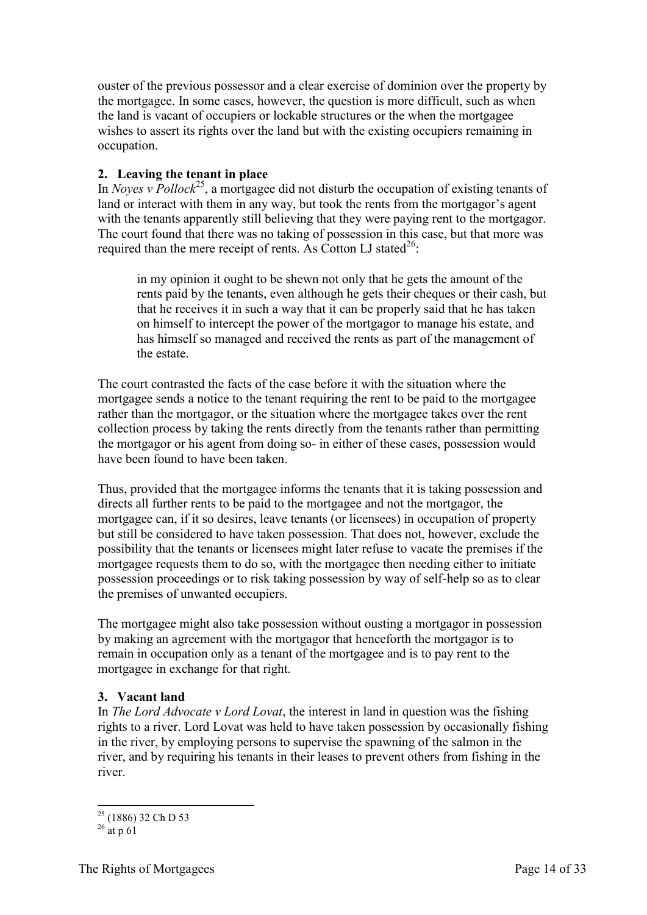ouster of the previous possessor and a clear exercise of dominion over the property by the mortgagee. In some cases, however, the question is more difficult, such as when the land is vacant of occupiers or lockable structures or the when the mortgagee wishes to assert its rights over the land but with the existing occupiers remaining in occupation.

## 2. Leaving the tenant in place

In *Noyes v Pollock*[25], a mortgagee did not disturb the occupation of existing tenants of land or interact with them in any way, but took the rents from the mortgagor's agent with the tenants apparently still believing that they were paying rent to the mortgagor. The court found that there was no taking of possession in this case, but that more was required than the mere receipt of rents. As Cotton LJ stated[26]:

> in my opinion it ought to be shewn not only that he gets the amount of the rents paid by the tenants, even although he gets their cheques or their cash, but that he receives it in such a way that it can be properly said that he has taken on himself to intercept the power of the mortgagor to manage his estate, and has himself so managed and received the rents as part of the management of the estate.

The court contrasted the facts of the case before it with the situation where the mortgagee sends a notice to the tenant requiring the rent to be paid to the mortgagee rather than the mortgagor, or the situation where the mortgagee takes over the rent collection process by taking the rents directly from the tenants rather than permitting the mortgagor or his agent from doing so- in either of these cases, possession would have been found to have been taken.

Thus, provided that the mortgagee informs the tenants that it is taking possession and directs all further rents to be paid to the mortgagee and not the mortgagor, the mortgagee can, if it so desires, leave tenants (or licensees) in occupation of property but still be considered to have taken possession. That does not, however, exclude the possibility that the tenants or licensees might later refuse to vacate the premises if the mortgagee requests them to do so, with the mortgagee then needing either to initiate possession proceedings or to risk taking possession by way of self-help so as to clear the premises of unwanted occupiers.

The mortgagee might also take possession without ousting a mortgagor in possession by making an agreement with the mortgagor that henceforth the mortgagor is to remain in occupation only as a tenant of the mortgagee and is to pay rent to the mortgagee in exchange for that right.

## 3. Vacant land

In *The Lord Advocate v Lord Lovat*, the interest in land in question was the fishing rights to a river. Lord Lovat was held to have taken possession by occasionally fishing in the river, by employing persons to supervise the spawning of the salmon in the river, and by requiring his tenants in their leases to prevent others from fishing in the river.

---

[25] (1886) 32 Ch D 53

[26] at p 61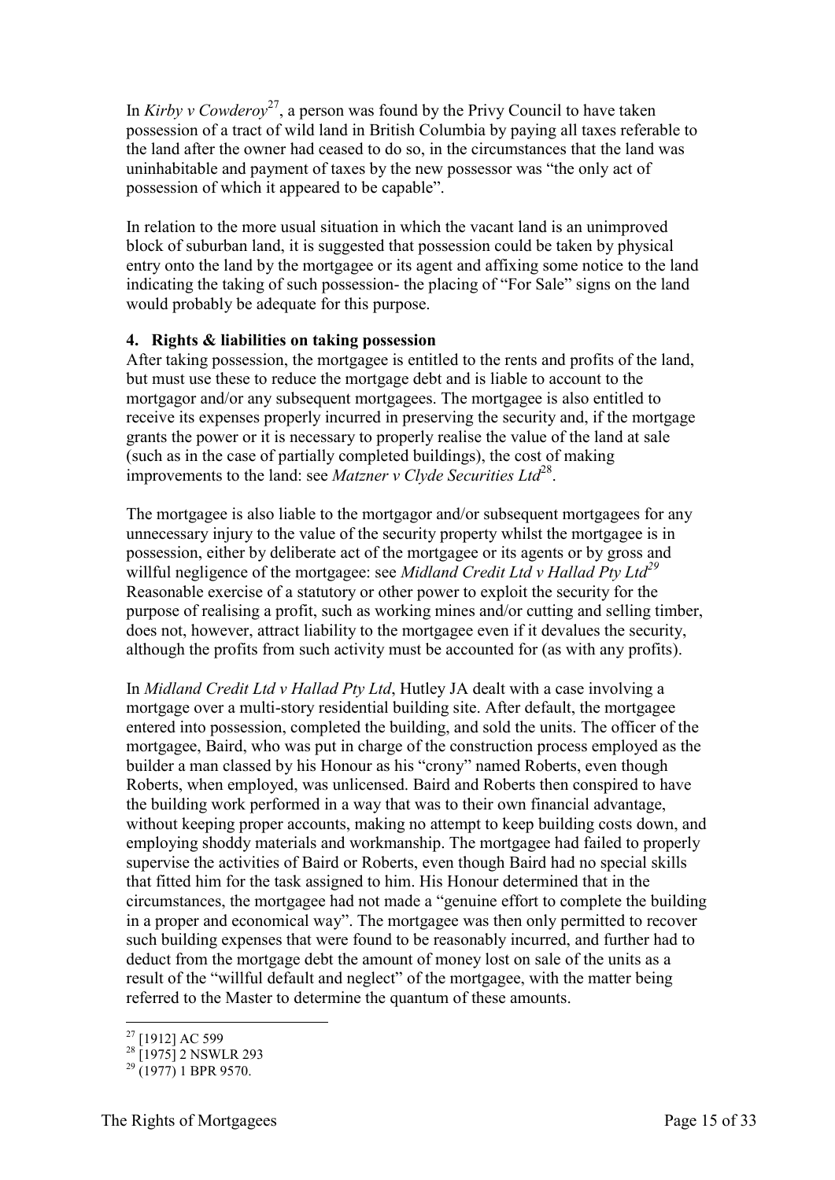In *Kirby v Cowderoy*[27], a person was found by the Privy Council to have taken possession of a tract of wild land in British Columbia by paying all taxes referable to the land after the owner had ceased to do so, in the circumstances that the land was uninhabitable and payment of taxes by the new possessor was "the only act of possession of which it appeared to be capable".

In relation to the more usual situation in which the vacant land is an unimproved block of suburban land, it is suggested that possession could be taken by physical entry onto the land by the mortgagee or its agent and affixing some notice to the land indicating the taking of such possession- the placing of "For Sale" signs on the land would probably be adequate for this purpose.

**4. Rights & liabilities on taking possession**

After taking possession, the mortgagee is entitled to the rents and profits of the land, but must use these to reduce the mortgage debt and is liable to account to the mortgagor and/or any subsequent mortgagees. The mortgagee is also entitled to receive its expenses properly incurred in preserving the security and, if the mortgage grants the power or it is necessary to properly realise the value of the land at sale (such as in the case of partially completed buildings), the cost of making improvements to the land: see *Matzner v Clyde Securities Ltd*[28].

The mortgagee is also liable to the mortgagor and/or subsequent mortgagees for any unnecessary injury to the value of the security property whilst the mortgagee is in possession, either by deliberate act of the mortgagee or its agents or by gross and willful negligence of the mortgagee: see *Midland Credit Ltd v Hallad Pty Ltd*[29] Reasonable exercise of a statutory or other power to exploit the security for the purpose of realising a profit, such as working mines and/or cutting and selling timber, does not, however, attract liability to the mortgagee even if it devalues the security, although the profits from such activity must be accounted for (as with any profits).

In *Midland Credit Ltd v Hallad Pty Ltd*, Hutley JA dealt with a case involving a mortgage over a multi-story residential building site. After default, the mortgagee entered into possession, completed the building, and sold the units. The officer of the mortgagee, Baird, who was put in charge of the construction process employed as the builder a man classed by his Honour as his "crony" named Roberts, even though Roberts, when employed, was unlicensed. Baird and Roberts then conspired to have the building work performed in a way that was to their own financial advantage, without keeping proper accounts, making no attempt to keep building costs down, and employing shoddy materials and workmanship. The mortgagee had failed to properly supervise the activities of Baird or Roberts, even though Baird had no special skills that fitted him for the task assigned to him. His Honour determined that in the circumstances, the mortgagee had not made a "genuine effort to complete the building in a proper and economical way". The mortgagee was then only permitted to recover such building expenses that were found to be reasonably incurred, and further had to deduct from the mortgage debt the amount of money lost on sale of the units as a result of the "willful default and neglect" of the mortgagee, with the matter being referred to the Master to determine the quantum of these amounts.

---

[27] [1912] AC 599

[28] [1975] 2 NSWLR 293

[29] (1977) 1 BPR 9570.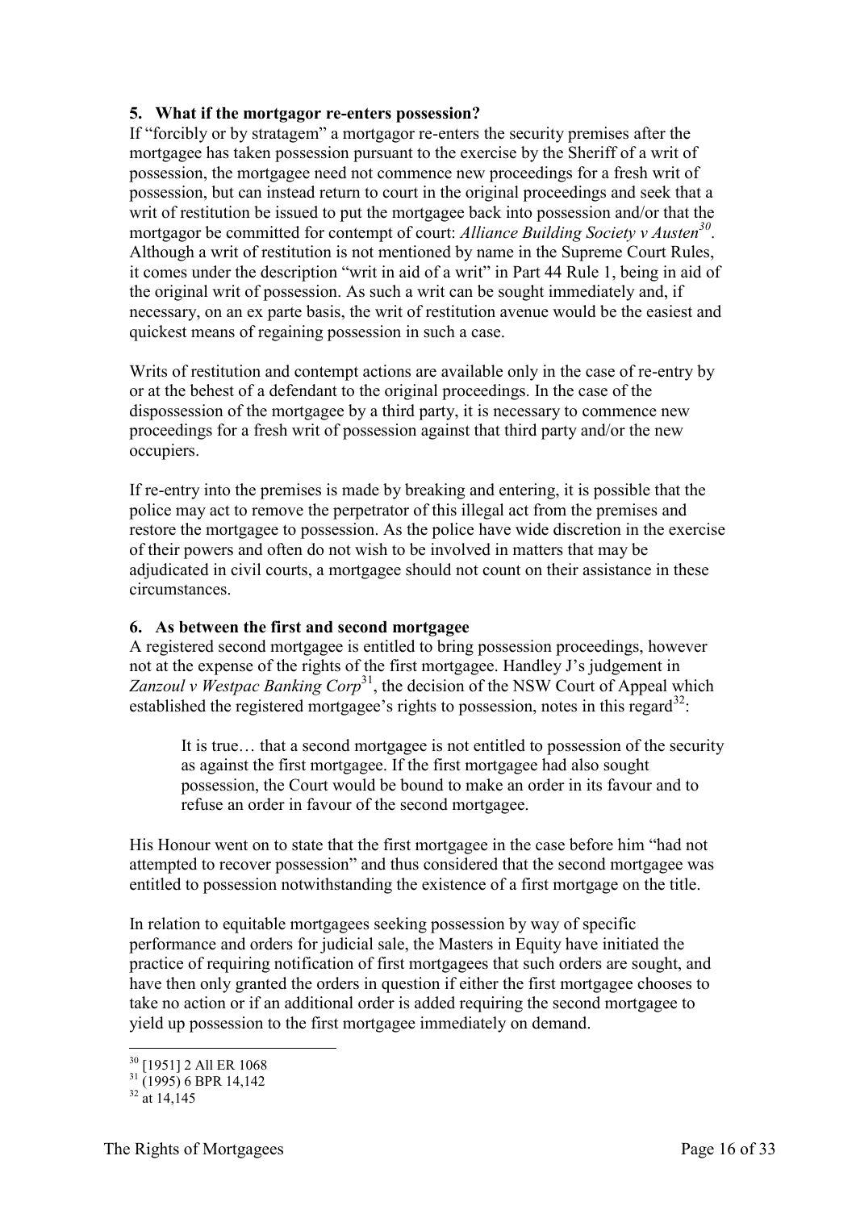### 5. What if the mortgagor re-enters possession?

If "forcibly or by stratagem" a mortgagor re-enters the security premises after the mortgagee has taken possession pursuant to the exercise by the Sheriff of a writ of possession, the mortgagee need not commence new proceedings for a fresh writ of possession, but can instead return to court in the original proceedings and seek that a writ of restitution be issued to put the mortgagee back into possession and/or that the mortgagor be committed for contempt of court: *Alliance Building Society v Austen*[30]. Although a writ of restitution is not mentioned by name in the Supreme Court Rules, it comes under the description "writ in aid of a writ" in Part 44 Rule 1, being in aid of the original writ of possession. As such a writ can be sought immediately and, if necessary, on an ex parte basis, the writ of restitution avenue would be the easiest and quickest means of regaining possession in such a case.

Writs of restitution and contempt actions are available only in the case of re-entry by or at the behest of a defendant to the original proceedings. In the case of the dispossession of the mortgagee by a third party, it is necessary to commence new proceedings for a fresh writ of possession against that third party and/or the new occupiers.

If re-entry into the premises is made by breaking and entering, it is possible that the police may act to remove the perpetrator of this illegal act from the premises and restore the mortgagee to possession. As the police have wide discretion in the exercise of their powers and often do not wish to be involved in matters that may be adjudicated in civil courts, a mortgagee should not count on their assistance in these circumstances.

### 6. As between the first and second mortgagee

A registered second mortgagee is entitled to bring possession proceedings, however not at the expense of the rights of the first mortgagee. Handley J's judgement in *Zanzoul v Westpac Banking Corp*[31], the decision of the NSW Court of Appeal which established the registered mortgagee's rights to possession, notes in this regard[32]:

> It is true… that a second mortgagee is not entitled to possession of the security as against the first mortgagee. If the first mortgagee had also sought possession, the Court would be bound to make an order in its favour and to refuse an order in favour of the second mortgagee.

His Honour went on to state that the first mortgagee in the case before him "had not attempted to recover possession" and thus considered that the second mortgagee was entitled to possession notwithstanding the existence of a first mortgage on the title.

In relation to equitable mortgagees seeking possession by way of specific performance and orders for judicial sale, the Masters in Equity have initiated the practice of requiring notification of first mortgagees that such orders are sought, and have then only granted the orders in question if either the first mortgagee chooses to take no action or if an additional order is added requiring the second mortgagee to yield up possession to the first mortgagee immediately on demand.

---

[30] [1951] 2 All ER 1068
[31] (1995) 6 BPR 14,142
[32] at 14,145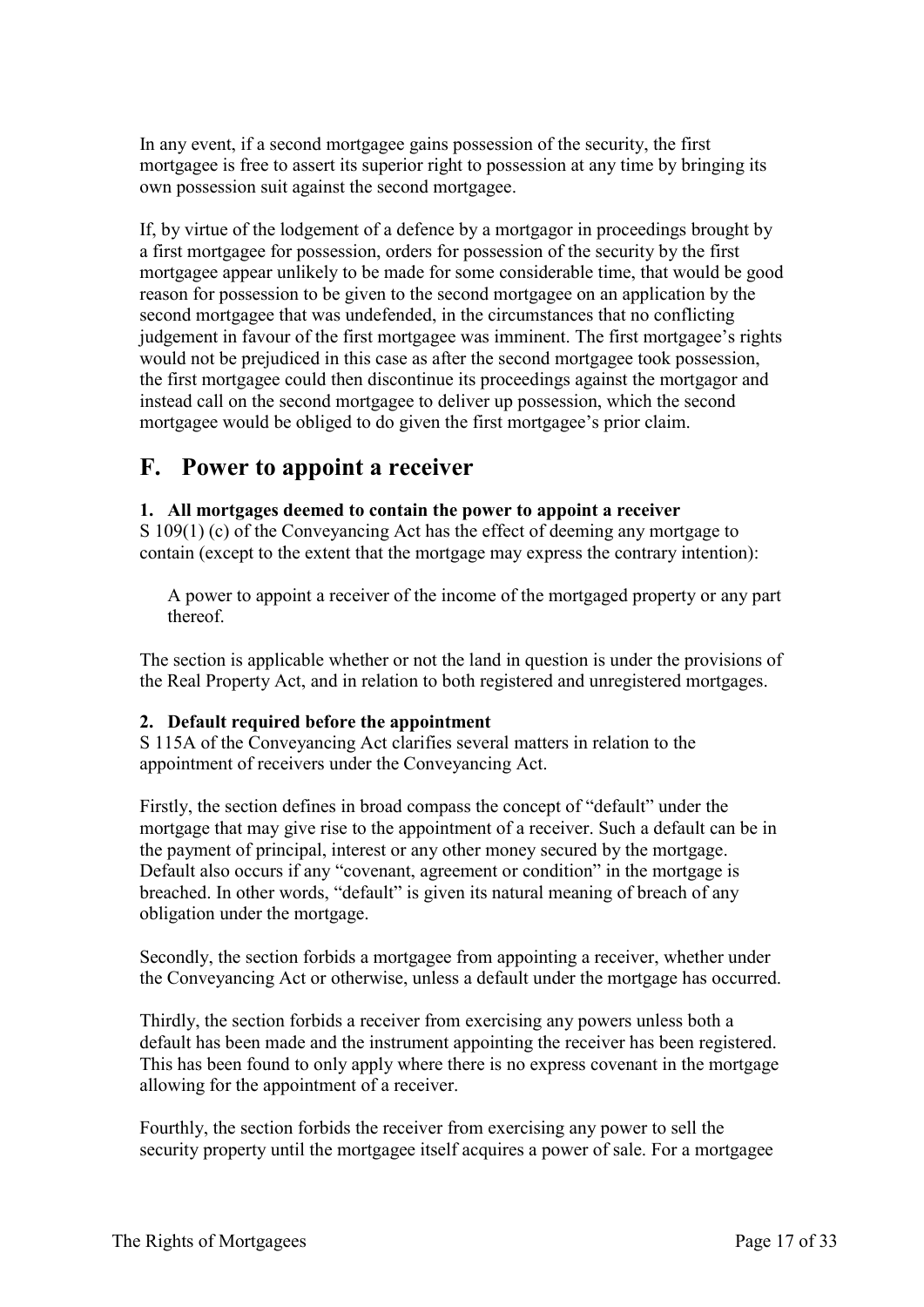In any event, if a second mortgagee gains possession of the security, the first mortgagee is free to assert its superior right to possession at any time by bringing its own possession suit against the second mortgagee.

If, by virtue of the lodgement of a defence by a mortgagor in proceedings brought by a first mortgagee for possession, orders for possession of the security by the first mortgagee appear unlikely to be made for some considerable time, that would be good reason for possession to be given to the second mortgagee on an application by the second mortgagee that was undefended, in the circumstances that no conflicting judgement in favour of the first mortgagee was imminent. The first mortgagee's rights would not be prejudiced in this case as after the second mortgagee took possession, the first mortgagee could then discontinue its proceedings against the mortgagor and instead call on the second mortgagee to deliver up possession, which the second mortgagee would be obliged to do given the first mortgagee's prior claim.

## F. Power to appoint a receiver

#### 1. All mortgages deemed to contain the power to appoint a receiver

S 109(1) (c) of the Conveyancing Act has the effect of deeming any mortgage to contain (except to the extent that the mortgage may express the contrary intention):

> A power to appoint a receiver of the income of the mortgaged property or any part thereof.

The section is applicable whether or not the land in question is under the provisions of the Real Property Act, and in relation to both registered and unregistered mortgages.

#### 2. Default required before the appointment

S 115A of the Conveyancing Act clarifies several matters in relation to the appointment of receivers under the Conveyancing Act.

Firstly, the section defines in broad compass the concept of "default" under the mortgage that may give rise to the appointment of a receiver. Such a default can be in the payment of principal, interest or any other money secured by the mortgage. Default also occurs if any "covenant, agreement or condition" in the mortgage is breached. In other words, "default" is given its natural meaning of breach of any obligation under the mortgage.

Secondly, the section forbids a mortgagee from appointing a receiver, whether under the Conveyancing Act or otherwise, unless a default under the mortgage has occurred.

Thirdly, the section forbids a receiver from exercising any powers unless both a default has been made and the instrument appointing the receiver has been registered. This has been found to only apply where there is no express covenant in the mortgage allowing for the appointment of a receiver.

Fourthly, the section forbids the receiver from exercising any power to sell the security property until the mortgagee itself acquires a power of sale. For a mortgagee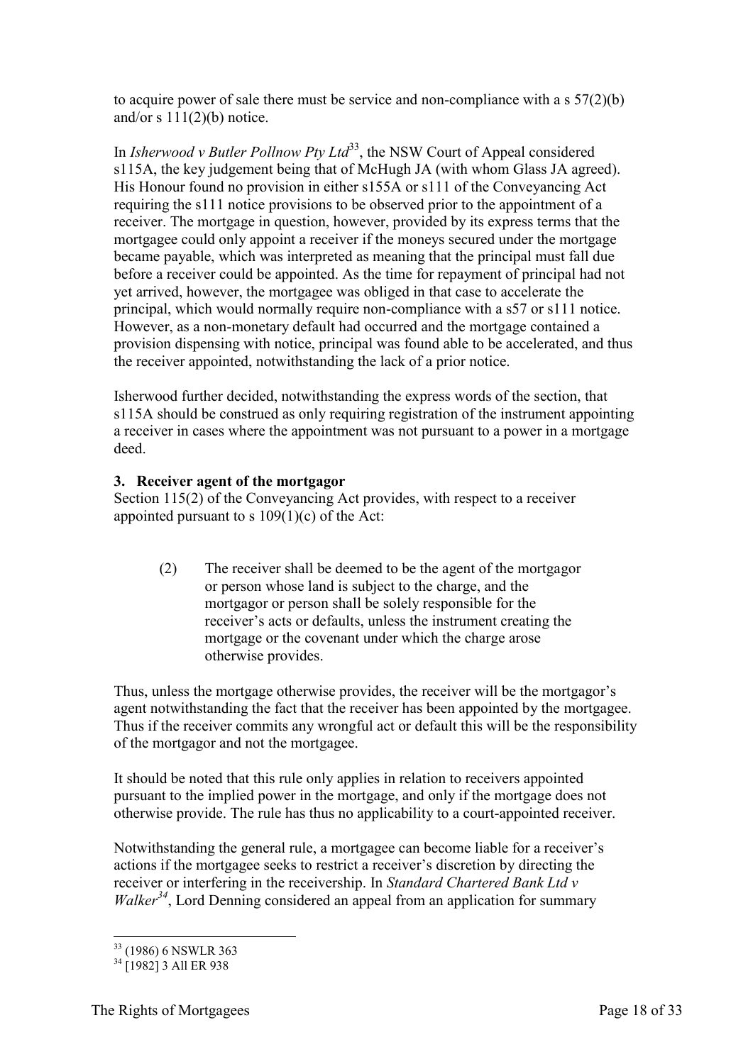to acquire power of sale there must be service and non-compliance with a s 57(2)(b) and/or s 111(2)(b) notice.

In *Isherwood v Butler Pollnow Pty Ltd*[33], the NSW Court of Appeal considered s115A, the key judgement being that of McHugh JA (with whom Glass JA agreed). His Honour found no provision in either s155A or s111 of the Conveyancing Act requiring the s111 notice provisions to be observed prior to the appointment of a receiver. The mortgage in question, however, provided by its express terms that the mortgagee could only appoint a receiver if the moneys secured under the mortgage became payable, which was interpreted as meaning that the principal must fall due before a receiver could be appointed. As the time for repayment of principal had not yet arrived, however, the mortgagee was obliged in that case to accelerate the principal, which would normally require non-compliance with a s57 or s111 notice. However, as a non-monetary default had occurred and the mortgage contained a provision dispensing with notice, principal was found able to be accelerated, and thus the receiver appointed, notwithstanding the lack of a prior notice.

Isherwood further decided, notwithstanding the express words of the section, that s115A should be construed as only requiring registration of the instrument appointing a receiver in cases where the appointment was not pursuant to a power in a mortgage deed.

### 3. Receiver agent of the mortgagor

Section 115(2) of the Conveyancing Act provides, with respect to a receiver appointed pursuant to s 109(1)(c) of the Act:

> (2) The receiver shall be deemed to be the agent of the mortgagor or person whose land is subject to the charge, and the mortgagor or person shall be solely responsible for the receiver's acts or defaults, unless the instrument creating the mortgage or the covenant under which the charge arose otherwise provides.

Thus, unless the mortgage otherwise provides, the receiver will be the mortgagor's agent notwithstanding the fact that the receiver has been appointed by the mortgagee. Thus if the receiver commits any wrongful act or default this will be the responsibility of the mortgagor and not the mortgagee.

It should be noted that this rule only applies in relation to receivers appointed pursuant to the implied power in the mortgage, and only if the mortgage does not otherwise provide. The rule has thus no applicability to a court-appointed receiver.

Notwithstanding the general rule, a mortgagee can become liable for a receiver's actions if the mortgagee seeks to restrict a receiver's discretion by directing the receiver or interfering in the receivership. In *Standard Chartered Bank Ltd v Walker*[34], Lord Denning considered an appeal from an application for summary

---

[33] (1986) 6 NSWLR 363

[34] [1982] 3 All ER 938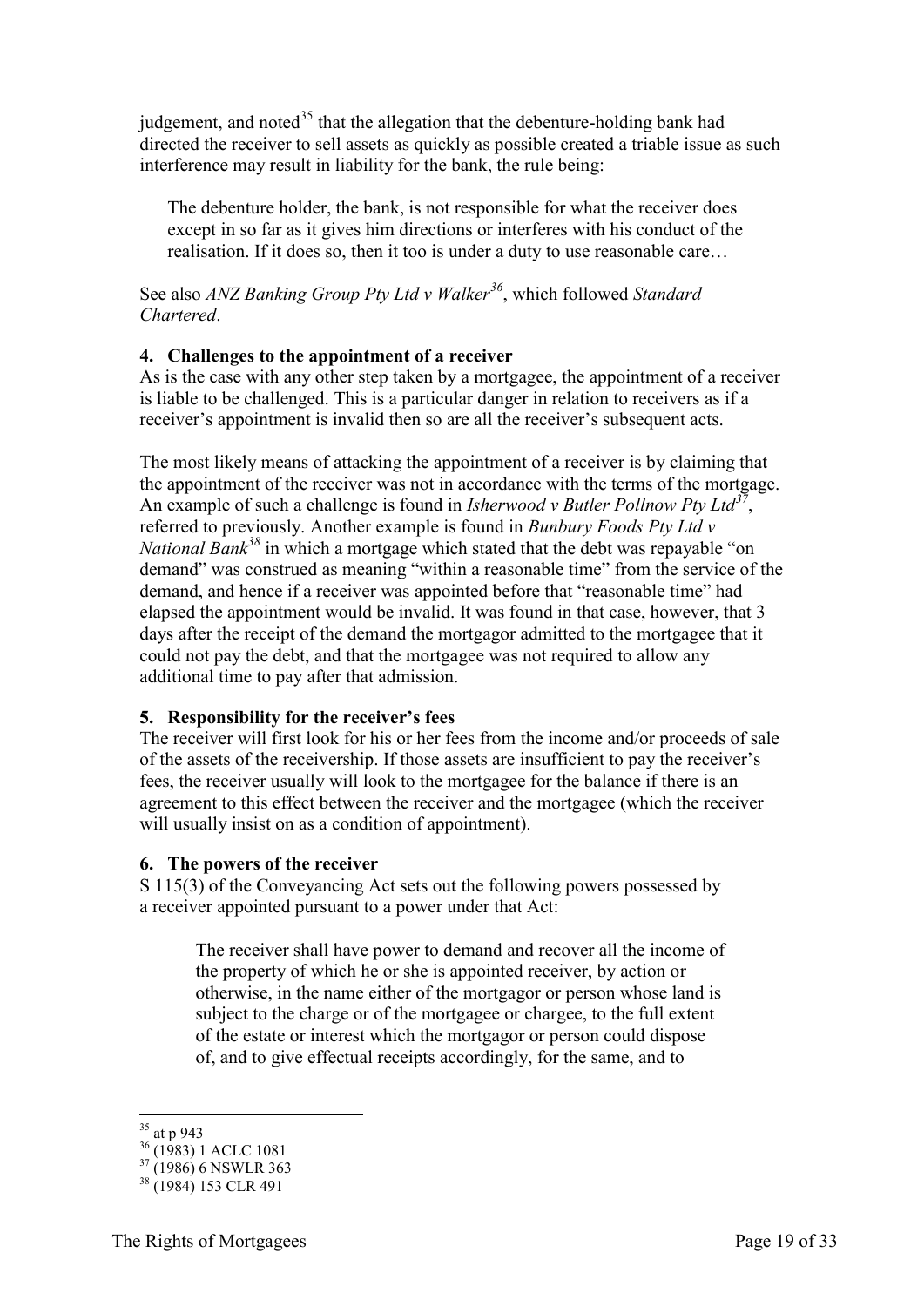judgement, and noted[35] that the allegation that the debenture-holding bank had directed the receiver to sell assets as quickly as possible created a triable issue as such interference may result in liability for the bank, the rule being:

> The debenture holder, the bank, is not responsible for what the receiver does except in so far as it gives him directions or interferes with his conduct of the realisation. If it does so, then it too is under a duty to use reasonable care…

See also *ANZ Banking Group Pty Ltd v Walker*[36], which followed *Standard Chartered*.

### 4. Challenges to the appointment of a receiver

As is the case with any other step taken by a mortgagee, the appointment of a receiver is liable to be challenged. This is a particular danger in relation to receivers as if a receiver's appointment is invalid then so are all the receiver's subsequent acts.

The most likely means of attacking the appointment of a receiver is by claiming that the appointment of the receiver was not in accordance with the terms of the mortgage. An example of such a challenge is found in *Isherwood v Butler Pollnow Pty Ltd*[37], referred to previously. Another example is found in *Bunbury Foods Pty Ltd v National Bank*[38] in which a mortgage which stated that the debt was repayable "on demand" was construed as meaning "within a reasonable time" from the service of the demand, and hence if a receiver was appointed before that "reasonable time" had elapsed the appointment would be invalid. It was found in that case, however, that 3 days after the receipt of the demand the mortgagor admitted to the mortgagee that it could not pay the debt, and that the mortgagee was not required to allow any additional time to pay after that admission.

### 5. Responsibility for the receiver's fees

The receiver will first look for his or her fees from the income and/or proceeds of sale of the assets of the receivership. If those assets are insufficient to pay the receiver's fees, the receiver usually will look to the mortgagee for the balance if there is an agreement to this effect between the receiver and the mortgagee (which the receiver will usually insist on as a condition of appointment).

### 6. The powers of the receiver

S 115(3) of the Conveyancing Act sets out the following powers possessed by a receiver appointed pursuant to a power under that Act:

> The receiver shall have power to demand and recover all the income of the property of which he or she is appointed receiver, by action or otherwise, in the name either of the mortgagor or person whose land is subject to the charge or of the mortgagee or chargee, to the full extent of the estate or interest which the mortgagor or person could dispose of, and to give effectual receipts accordingly, for the same, and to

---

[35] at p 943

[36] (1983) 1 ACLC 1081

[37] (1986) 6 NSWLR 363

[38] (1984) 153 CLR 491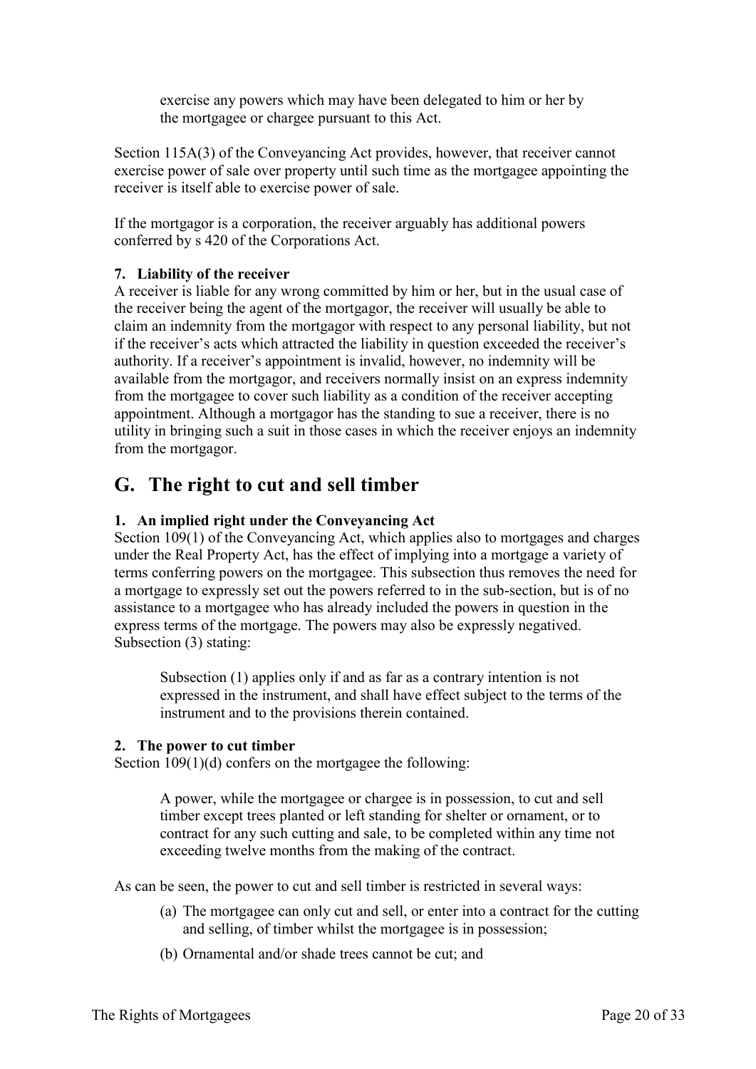> exercise any powers which may have been delegated to him or her by the mortgagee or chargee pursuant to this Act.

Section 115A(3) of the Conveyancing Act provides, however, that receiver cannot exercise power of sale over property until such time as the mortgagee appointing the receiver is itself able to exercise power of sale.

If the mortgagor is a corporation, the receiver arguably has additional powers conferred by s 420 of the Corporations Act.

### 7. Liability of the receiver

A receiver is liable for any wrong committed by him or her, but in the usual case of the receiver being the agent of the mortgagor, the receiver will usually be able to claim an indemnity from the mortgagor with respect to any personal liability, but not if the receiver's acts which attracted the liability in question exceeded the receiver's authority. If a receiver's appointment is invalid, however, no indemnity will be available from the mortgagor, and receivers normally insist on an express indemnity from the mortgagee to cover such liability as a condition of the receiver accepting appointment. Although a mortgagor has the standing to sue a receiver, there is no utility in bringing such a suit in those cases in which the receiver enjoys an indemnity from the mortgagor.

## G. The right to cut and sell timber

### 1. An implied right under the Conveyancing Act

Section 109(1) of the Conveyancing Act, which applies also to mortgages and charges under the Real Property Act, has the effect of implying into a mortgage a variety of terms conferring powers on the mortgagee. This subsection thus removes the need for a mortgage to expressly set out the powers referred to in the sub-section, but is of no assistance to a mortgagee who has already included the powers in question in the express terms of the mortgage. The powers may also be expressly negatived. Subsection (3) stating:

> Subsection (1) applies only if and as far as a contrary intention is not expressed in the instrument, and shall have effect subject to the terms of the instrument and to the provisions therein contained.

### 2. The power to cut timber

Section 109(1)(d) confers on the mortgagee the following:

> A power, while the mortgagee or chargee is in possession, to cut and sell timber except trees planted or left standing for shelter or ornament, or to contract for any such cutting and sale, to be completed within any time not exceeding twelve months from the making of the contract.

As can be seen, the power to cut and sell timber is restricted in several ways:

(a) The mortgagee can only cut and sell, or enter into a contract for the cutting and selling, of timber whilst the mortgagee is in possession;

(b) Ornamental and/or shade trees cannot be cut; and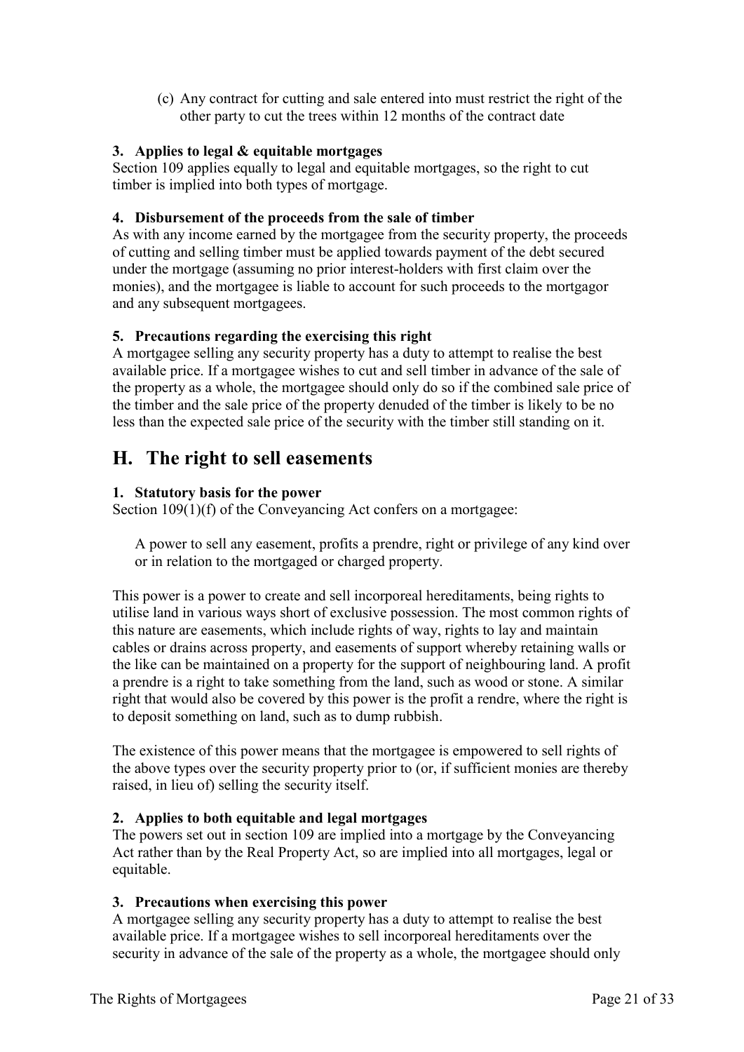(c) Any contract for cutting and sale entered into must restrict the right of the other party to cut the trees within 12 months of the contract date

**3. Applies to legal & equitable mortgages**

Section 109 applies equally to legal and equitable mortgages, so the right to cut timber is implied into both types of mortgage.

**4. Disbursement of the proceeds from the sale of timber**

As with any income earned by the mortgagee from the security property, the proceeds of cutting and selling timber must be applied towards payment of the debt secured under the mortgage (assuming no prior interest-holders with first claim over the monies), and the mortgagee is liable to account for such proceeds to the mortgagor and any subsequent mortgagees.

**5. Precautions regarding the exercising this right**

A mortgagee selling any security property has a duty to attempt to realise the best available price. If a mortgagee wishes to cut and sell timber in advance of the sale of the property as a whole, the mortgagee should only do so if the combined sale price of the timber and the sale price of the property denuded of the timber is likely to be no less than the expected sale price of the security with the timber still standing on it.

## H. The right to sell easements

**1. Statutory basis for the power**

Section 109(1)(f) of the Conveyancing Act confers on a mortgagee:

> A power to sell any easement, profits a prendre, right or privilege of any kind over or in relation to the mortgaged or charged property.

This power is a power to create and sell incorporeal hereditaments, being rights to utilise land in various ways short of exclusive possession. The most common rights of this nature are easements, which include rights of way, rights to lay and maintain cables or drains across property, and easements of support whereby retaining walls or the like can be maintained on a property for the support of neighbouring land. A profit a prendre is a right to take something from the land, such as wood or stone. A similar right that would also be covered by this power is the profit a rendre, where the right is to deposit something on land, such as to dump rubbish.

The existence of this power means that the mortgagee is empowered to sell rights of the above types over the security property prior to (or, if sufficient monies are thereby raised, in lieu of) selling the security itself.

**2. Applies to both equitable and legal mortgages**

The powers set out in section 109 are implied into a mortgage by the Conveyancing Act rather than by the Real Property Act, so are implied into all mortgages, legal or equitable.

**3. Precautions when exercising this power**

A mortgagee selling any security property has a duty to attempt to realise the best available price. If a mortgagee wishes to sell incorporeal hereditaments over the security in advance of the sale of the property as a whole, the mortgagee should only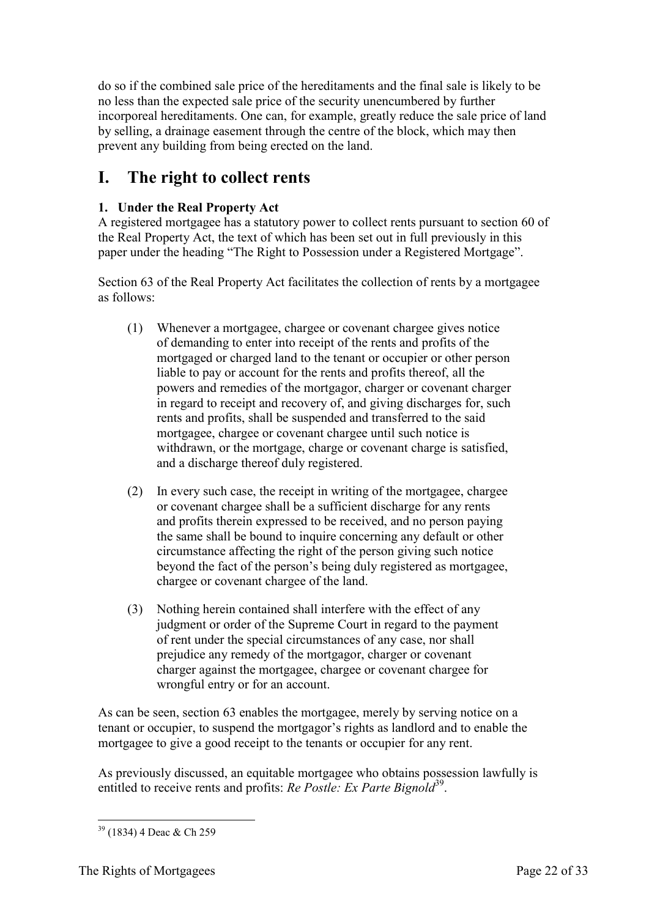do so if the combined sale price of the hereditaments and the final sale is likely to be no less than the expected sale price of the security unencumbered by further incorporeal hereditaments. One can, for example, greatly reduce the sale price of land by selling, a drainage easement through the centre of the block, which may then prevent any building from being erected on the land.

# I. The right to collect rents

### 1. Under the Real Property Act

A registered mortgagee has a statutory power to collect rents pursuant to section 60 of the Real Property Act, the text of which has been set out in full previously in this paper under the heading "The Right to Possession under a Registered Mortgage".

Section 63 of the Real Property Act facilitates the collection of rents by a mortgagee as follows:

> (1) Whenever a mortgagee, chargee or covenant chargee gives notice of demanding to enter into receipt of the rents and profits of the mortgaged or charged land to the tenant or occupier or other person liable to pay or account for the rents and profits thereof, all the powers and remedies of the mortgagor, charger or covenant charger in regard to receipt and recovery of, and giving discharges for, such rents and profits, shall be suspended and transferred to the said mortgagee, chargee or covenant chargee until such notice is withdrawn, or the mortgage, charge or covenant charge is satisfied, and a discharge thereof duly registered.
>
> (2) In every such case, the receipt in writing of the mortgagee, chargee or covenant chargee shall be a sufficient discharge for any rents and profits therein expressed to be received, and no person paying the same shall be bound to inquire concerning any default or other circumstance affecting the right of the person giving such notice beyond the fact of the person's being duly registered as mortgagee, chargee or covenant chargee of the land.
>
> (3) Nothing herein contained shall interfere with the effect of any judgment or order of the Supreme Court in regard to the payment of rent under the special circumstances of any case, nor shall prejudice any remedy of the mortgagor, charger or covenant charger against the mortgagee, chargee or covenant chargee for wrongful entry or for an account.

As can be seen, section 63 enables the mortgagee, merely by serving notice on a tenant or occupier, to suspend the mortgagor's rights as landlord and to enable the mortgagee to give a good receipt to the tenants or occupier for any rent.

As previously discussed, an equitable mortgagee who obtains possession lawfully is entitled to receive rents and profits: *Re Postle: Ex Parte Bignold*[39].

[39] (1834) 4 Deac & Ch 259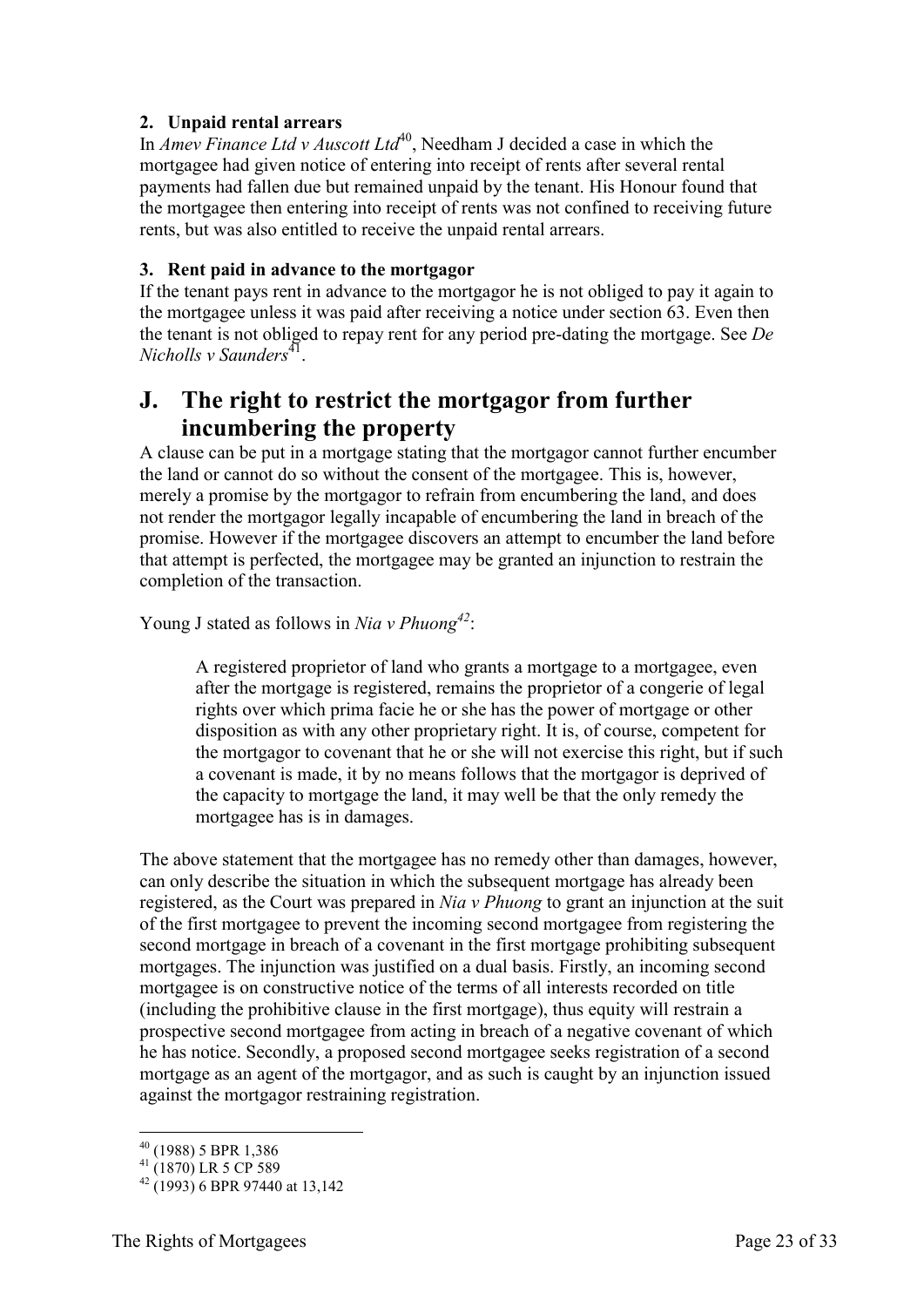### 2. Unpaid rental arrears

In *Amev Finance Ltd v Auscott Ltd*[40], Needham J decided a case in which the mortgagee had given notice of entering into receipt of rents after several rental payments had fallen due but remained unpaid by the tenant. His Honour found that the mortgagee then entering into receipt of rents was not confined to receiving future rents, but was also entitled to receive the unpaid rental arrears.

### 3. Rent paid in advance to the mortgagor

If the tenant pays rent in advance to the mortgagor he is not obliged to pay it again to the mortgagee unless it was paid after receiving a notice under section 63. Even then the tenant is not obliged to repay rent for any period pre-dating the mortgage. See *De Nicholls v Saunders*[41].

## J. The right to restrict the mortgagor from further incumbering the property

A clause can be put in a mortgage stating that the mortgagor cannot further encumber the land or cannot do so without the consent of the mortgagee. This is, however, merely a promise by the mortgagor to refrain from encumbering the land, and does not render the mortgagor legally incapable of encumbering the land in breach of the promise. However if the mortgagee discovers an attempt to encumber the land before that attempt is perfected, the mortgagee may be granted an injunction to restrain the completion of the transaction.

Young J stated as follows in *Nia v Phuong*[42]:

> A registered proprietor of land who grants a mortgage to a mortgagee, even after the mortgage is registered, remains the proprietor of a congerie of legal rights over which prima facie he or she has the power of mortgage or other disposition as with any other proprietary right. It is, of course, competent for the mortgagor to covenant that he or she will not exercise this right, but if such a covenant is made, it by no means follows that the mortgagor is deprived of the capacity to mortgage the land, it may well be that the only remedy the mortgagee has is in damages.

The above statement that the mortgagee has no remedy other than damages, however, can only describe the situation in which the subsequent mortgage has already been registered, as the Court was prepared in *Nia v Phuong* to grant an injunction at the suit of the first mortgagee to prevent the incoming second mortgagee from registering the second mortgage in breach of a covenant in the first mortgage prohibiting subsequent mortgages. The injunction was justified on a dual basis. Firstly, an incoming second mortgagee is on constructive notice of the terms of all interests recorded on title (including the prohibitive clause in the first mortgage), thus equity will restrain a prospective second mortgagee from acting in breach of a negative covenant of which he has notice. Secondly, a proposed second mortgagee seeks registration of a second mortgage as an agent of the mortgagor, and as such is caught by an injunction issued against the mortgagor restraining registration.

---

[40] (1988) 5 BPR 1,386

[41] (1870) LR 5 CP 589

[42] (1993) 6 BPR 97440 at 13,142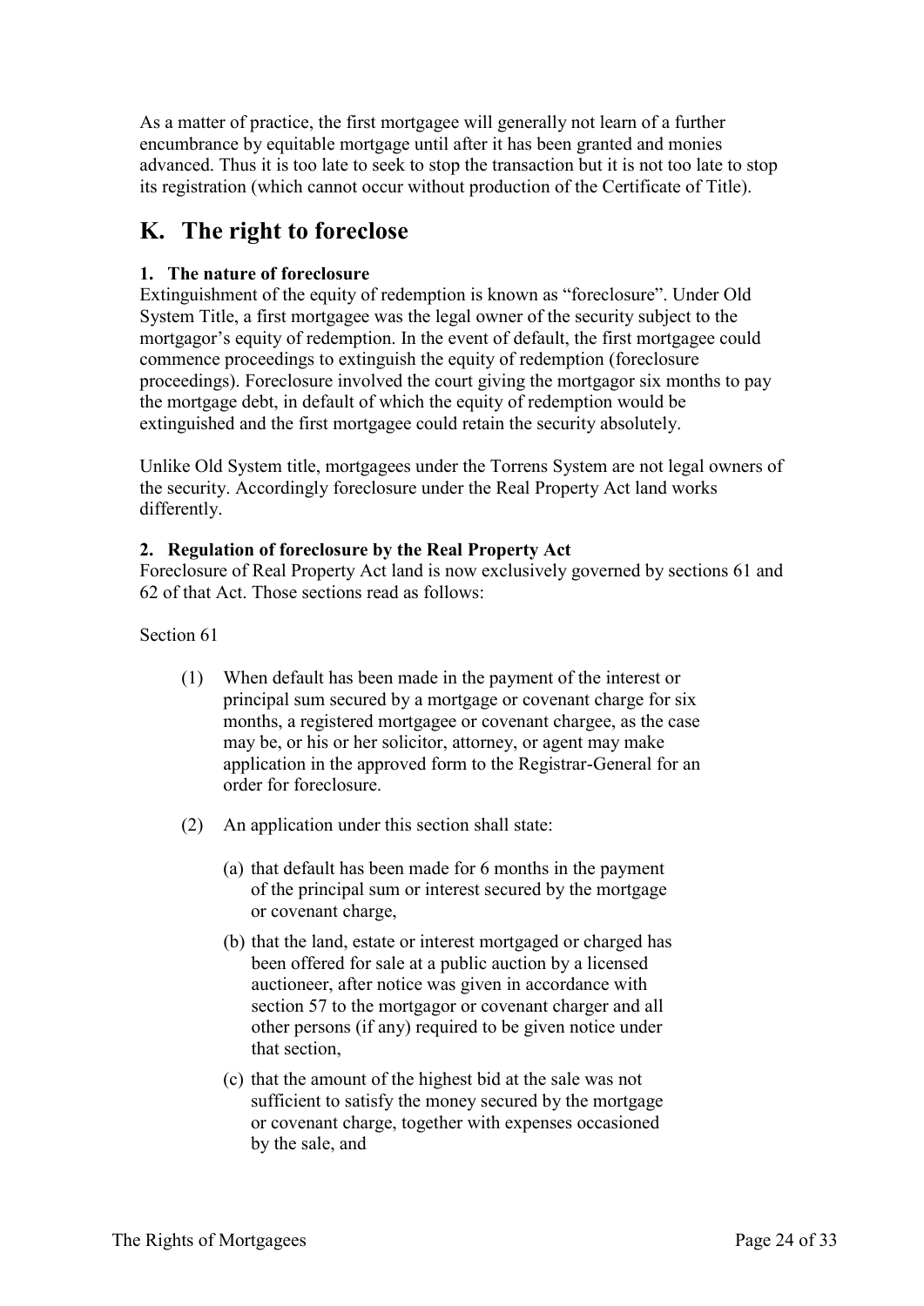As a matter of practice, the first mortgagee will generally not learn of a further encumbrance by equitable mortgage until after it has been granted and monies advanced. Thus it is too late to seek to stop the transaction but it is not too late to stop its registration (which cannot occur without production of the Certificate of Title).

## K. The right to foreclose

### 1. The nature of foreclosure

Extinguishment of the equity of redemption is known as "foreclosure". Under Old System Title, a first mortgagee was the legal owner of the security subject to the mortgagor's equity of redemption. In the event of default, the first mortgagee could commence proceedings to extinguish the equity of redemption (foreclosure proceedings). Foreclosure involved the court giving the mortgagor six months to pay the mortgage debt, in default of which the equity of redemption would be extinguished and the first mortgagee could retain the security absolutely.

Unlike Old System title, mortgagees under the Torrens System are not legal owners of the security. Accordingly foreclosure under the Real Property Act land works differently.

### 2. Regulation of foreclosure by the Real Property Act

Foreclosure of Real Property Act land is now exclusively governed by sections 61 and 62 of that Act. Those sections read as follows:

Section 61

> (1) When default has been made in the payment of the interest or principal sum secured by a mortgage or covenant charge for six months, a registered mortgagee or covenant chargee, as the case may be, or his or her solicitor, attorney, or agent may make application in the approved form to the Registrar-General for an order for foreclosure.
>
> (2) An application under this section shall state:
>
> (a) that default has been made for 6 months in the payment of the principal sum or interest secured by the mortgage or covenant charge,
>
> (b) that the land, estate or interest mortgaged or charged has been offered for sale at a public auction by a licensed auctioneer, after notice was given in accordance with section 57 to the mortgagor or covenant charger and all other persons (if any) required to be given notice under that section,
>
> (c) that the amount of the highest bid at the sale was not sufficient to satisfy the money secured by the mortgage or covenant charge, together with expenses occasioned by the sale, and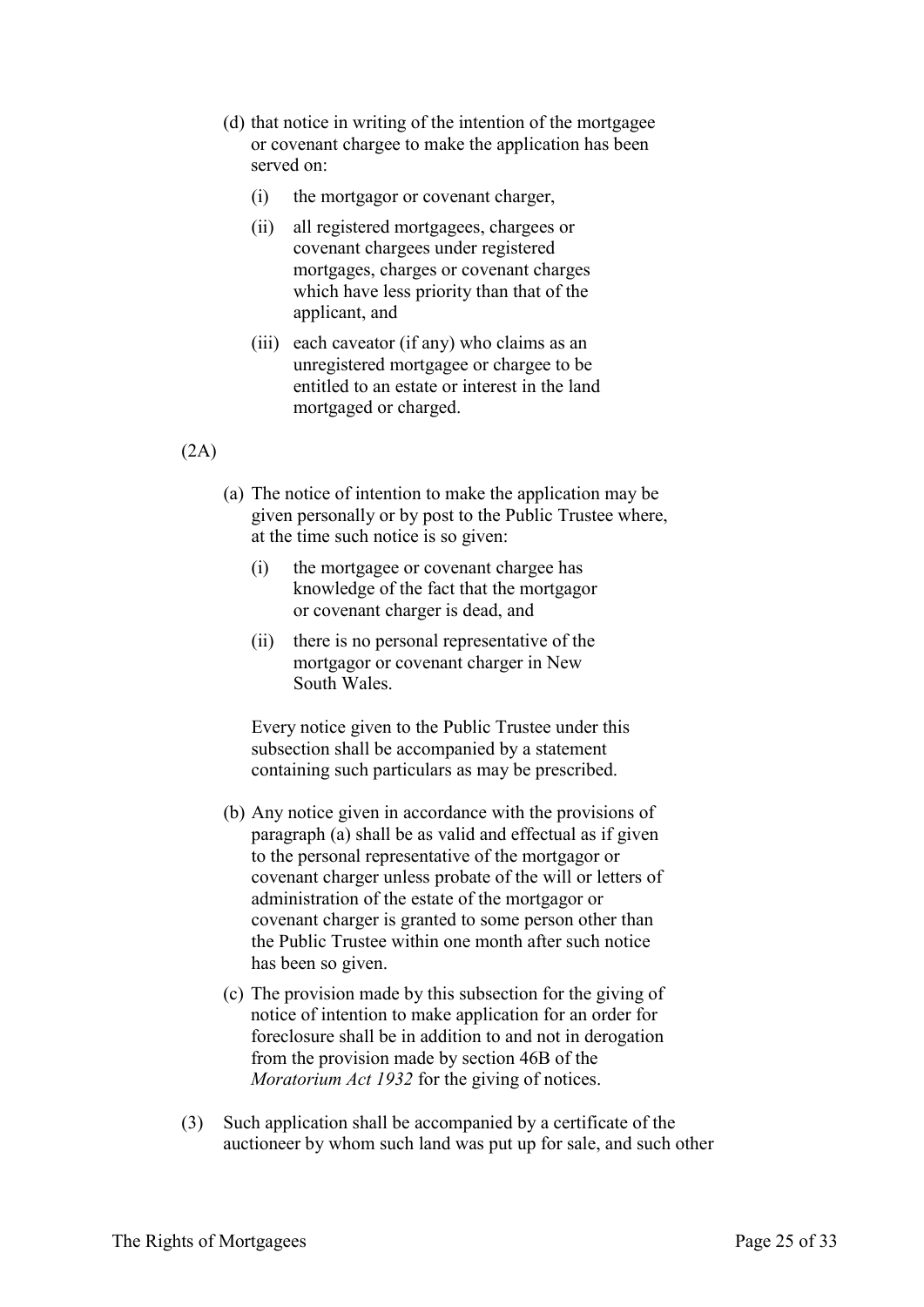(d) that notice in writing of the intention of the mortgagee or covenant chargee to make the application has been served on:

   (i) the mortgagor or covenant charger,

   (ii) all registered mortgagees, chargees or covenant chargees under registered mortgages, charges or covenant charges which have less priority than that of the applicant, and

   (iii) each caveator (if any) who claims as an unregistered mortgagee or chargee to be entitled to an estate or interest in the land mortgaged or charged.

(2A)

(a) The notice of intention to make the application may be given personally or by post to the Public Trustee where, at the time such notice is so given:

   (i) the mortgagee or covenant chargee has knowledge of the fact that the mortgagor or covenant charger is dead, and

   (ii) there is no personal representative of the mortgagor or covenant charger in New South Wales.

   Every notice given to the Public Trustee under this subsection shall be accompanied by a statement containing such particulars as may be prescribed.

(b) Any notice given in accordance with the provisions of paragraph (a) shall be as valid and effectual as if given to the personal representative of the mortgagor or covenant charger unless probate of the will or letters of administration of the estate of the mortgagor or covenant charger is granted to some person other than the Public Trustee within one month after such notice has been so given.

(c) The provision made by this subsection for the giving of notice of intention to make application for an order for foreclosure shall be in addition to and not in derogation from the provision made by section 46B of the *Moratorium Act 1932* for the giving of notices.

(3) Such application shall be accompanied by a certificate of the auctioneer by whom such land was put up for sale, and such other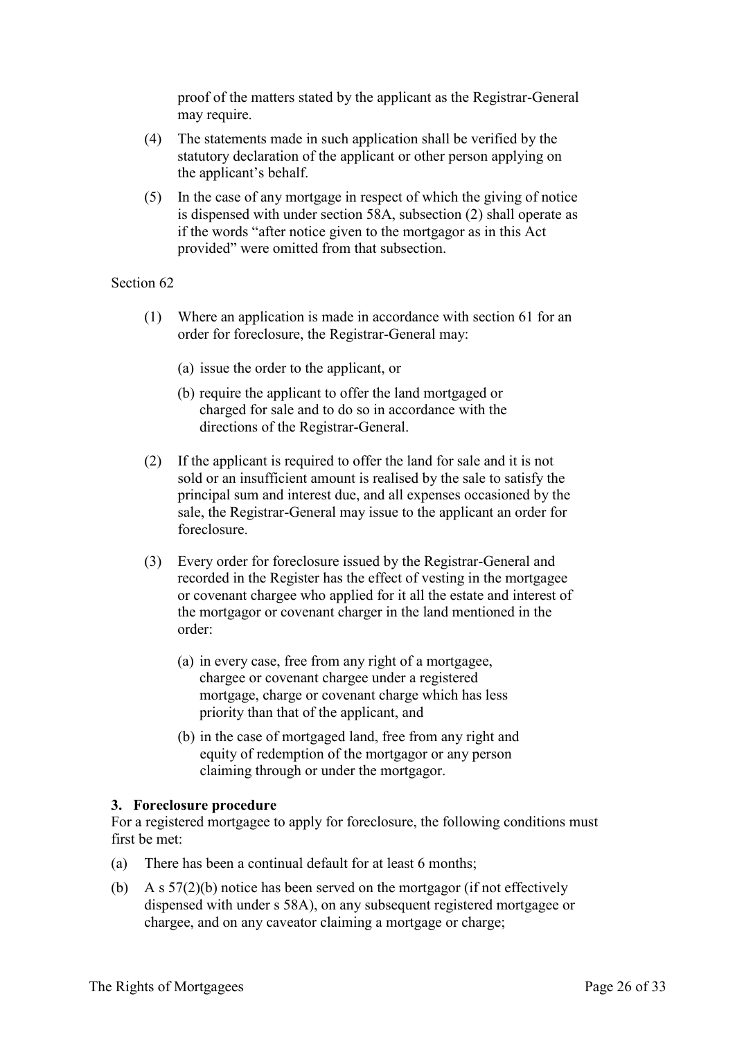proof of the matters stated by the applicant as the Registrar-General may require.

(4) The statements made in such application shall be verified by the statutory declaration of the applicant or other person applying on the applicant's behalf.

(5) In the case of any mortgage in respect of which the giving of notice is dispensed with under section 58A, subsection (2) shall operate as if the words "after notice given to the mortgagor as in this Act provided" were omitted from that subsection.

Section 62

(1) Where an application is made in accordance with section 61 for an order for foreclosure, the Registrar-General may:

  (a) issue the order to the applicant, or

  (b) require the applicant to offer the land mortgaged or charged for sale and to do so in accordance with the directions of the Registrar-General.

(2) If the applicant is required to offer the land for sale and it is not sold or an insufficient amount is realised by the sale to satisfy the principal sum and interest due, and all expenses occasioned by the sale, the Registrar-General may issue to the applicant an order for foreclosure.

(3) Every order for foreclosure issued by the Registrar-General and recorded in the Register has the effect of vesting in the mortgagee or covenant chargee who applied for it all the estate and interest of the mortgagor or covenant charger in the land mentioned in the order:

  (a) in every case, free from any right of a mortgagee, chargee or covenant chargee under a registered mortgage, charge or covenant charge which has less priority than that of the applicant, and

  (b) in the case of mortgaged land, free from any right and equity of redemption of the mortgagor or any person claiming through or under the mortgagor.

### 3. Foreclosure procedure

For a registered mortgagee to apply for foreclosure, the following conditions must first be met:

(a) There has been a continual default for at least 6 months;

(b) A s 57(2)(b) notice has been served on the mortgagor (if not effectively dispensed with under s 58A), on any subsequent registered mortgagee or chargee, and on any caveator claiming a mortgage or charge;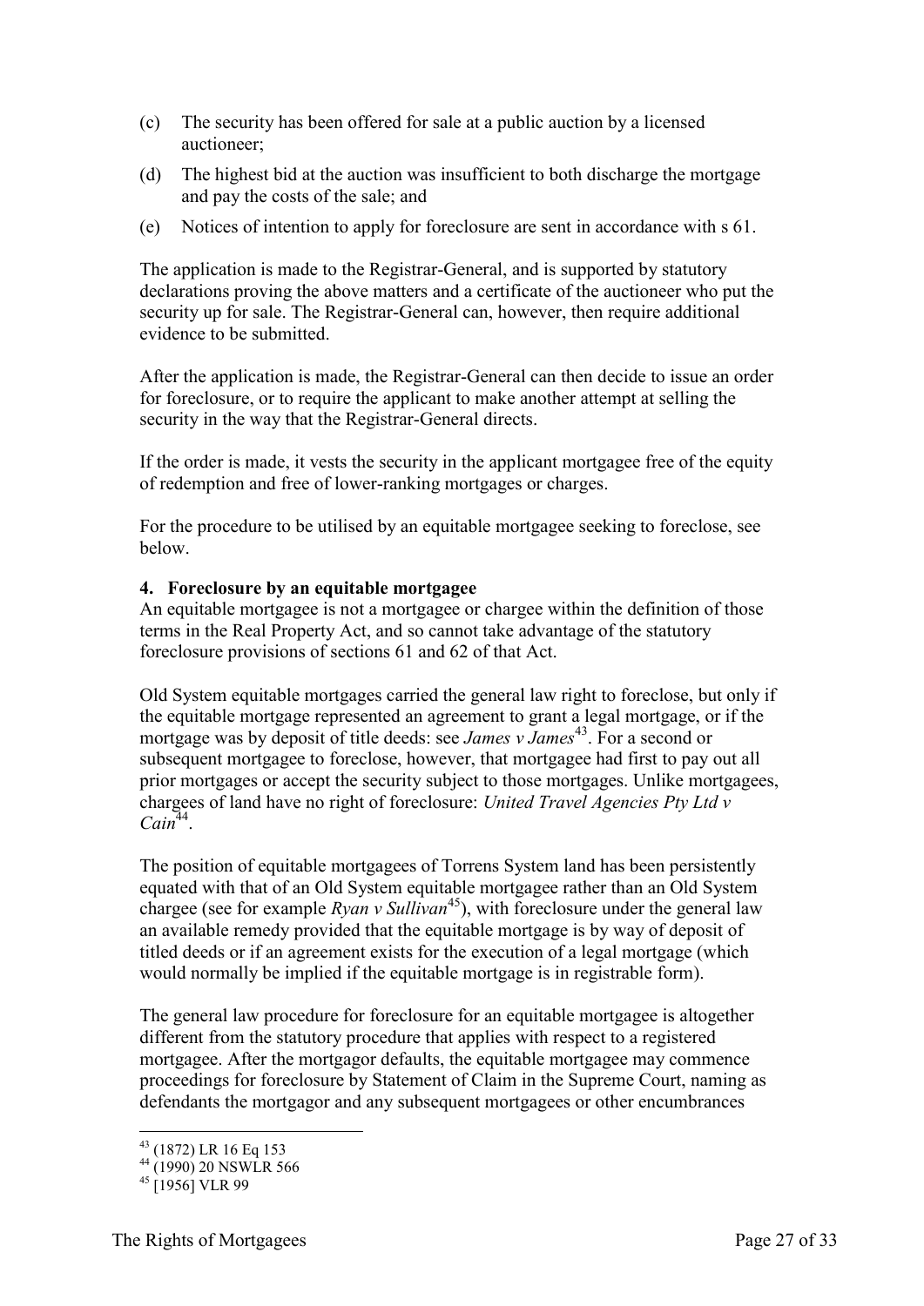(c) The security has been offered for sale at a public auction by a licensed auctioneer;

(d) The highest bid at the auction was insufficient to both discharge the mortgage and pay the costs of the sale; and

(e) Notices of intention to apply for foreclosure are sent in accordance with s 61.

The application is made to the Registrar-General, and is supported by statutory declarations proving the above matters and a certificate of the auctioneer who put the security up for sale. The Registrar-General can, however, then require additional evidence to be submitted.

After the application is made, the Registrar-General can then decide to issue an order for foreclosure, or to require the applicant to make another attempt at selling the security in the way that the Registrar-General directs.

If the order is made, it vests the security in the applicant mortgagee free of the equity of redemption and free of lower-ranking mortgages or charges.

For the procedure to be utilised by an equitable mortgagee seeking to foreclose, see below.

**4. Foreclosure by an equitable mortgagee**

An equitable mortgagee is not a mortgagee or chargee within the definition of those terms in the Real Property Act, and so cannot take advantage of the statutory foreclosure provisions of sections 61 and 62 of that Act.

Old System equitable mortgages carried the general law right to foreclose, but only if the equitable mortgage represented an agreement to grant a legal mortgage, or if the mortgage was by deposit of title deeds: see *James v James*[43]. For a second or subsequent mortgage to foreclose, however, that mortgagee had first to pay out all prior mortgages or accept the security subject to those mortgages. Unlike mortgagees, chargees of land have no right of foreclosure: *United Travel Agencies Pty Ltd v Cain*[44].

The position of equitable mortgagees of Torrens System land has been persistently equated with that of an Old System equitable mortgagee rather than an Old System chargee (see for example *Ryan v Sullivan*[45]), with foreclosure under the general law an available remedy provided that the equitable mortgage is by way of deposit of titled deeds or if an agreement exists for the execution of a legal mortgage (which would normally be implied if the equitable mortgage is in registrable form).

The general law procedure for foreclosure for an equitable mortgagee is altogether different from the statutory procedure that applies with respect to a registered mortgagee. After the mortgagor defaults, the equitable mortgagee may commence proceedings for foreclosure by Statement of Claim in the Supreme Court, naming as defendants the mortgagor and any subsequent mortgagees or other encumbrances

---

[43] (1872) LR 16 Eq 153

[44] (1990) 20 NSWLR 566

[45] [1956] VLR 99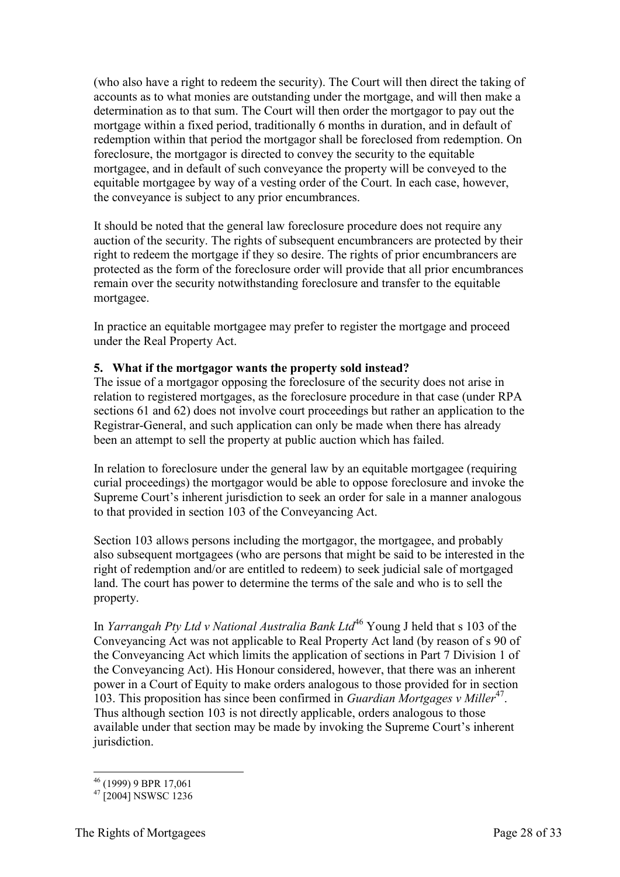(who also have a right to redeem the security). The Court will then direct the taking of accounts as to what monies are outstanding under the mortgage, and will then make a determination as to that sum. The Court will then order the mortgagor to pay out the mortgage within a fixed period, traditionally 6 months in duration, and in default of redemption within that period the mortgagor shall be foreclosed from redemption. On foreclosure, the mortgagor is directed to convey the security to the equitable mortgagee, and in default of such conveyance the property will be conveyed to the equitable mortgagee by way of a vesting order of the Court. In each case, however, the conveyance is subject to any prior encumbrances.

It should be noted that the general law foreclosure procedure does not require any auction of the security. The rights of subsequent encumbrancers are protected by their right to redeem the mortgage if they so desire. The rights of prior encumbrancers are protected as the form of the foreclosure order will provide that all prior encumbrances remain over the security notwithstanding foreclosure and transfer to the equitable mortgagee.

In practice an equitable mortgagee may prefer to register the mortgage and proceed under the Real Property Act.

### 5. What if the mortgagor wants the property sold instead?

The issue of a mortgagor opposing the foreclosure of the security does not arise in relation to registered mortgages, as the foreclosure procedure in that case (under RPA sections 61 and 62) does not involve court proceedings but rather an application to the Registrar-General, and such application can only be made when there has already been an attempt to sell the property at public auction which has failed.

In relation to foreclosure under the general law by an equitable mortgagee (requiring curial proceedings) the mortgagor would be able to oppose foreclosure and invoke the Supreme Court's inherent jurisdiction to seek an order for sale in a manner analogous to that provided in section 103 of the Conveyancing Act.

Section 103 allows persons including the mortgagor, the mortgagee, and probably also subsequent mortgagees (who are persons that might be said to be interested in the right of redemption and/or are entitled to redeem) to seek judicial sale of mortgaged land. The court has power to determine the terms of the sale and who is to sell the property.

In *Yarrangah Pty Ltd v National Australia Bank Ltd*[46] Young J held that s 103 of the Conveyancing Act was not applicable to Real Property Act land (by reason of s 90 of the Conveyancing Act which limits the application of sections in Part 7 Division 1 of the Conveyancing Act). His Honour considered, however, that there was an inherent power in a Court of Equity to make orders analogous to those provided for in section 103. This proposition has since been confirmed in *Guardian Mortgages v Miller*[47]. Thus although section 103 is not directly applicable, orders analogous to those available under that section may be made by invoking the Supreme Court's inherent jurisdiction.

---

[46] (1999) 9 BPR 17,061

[47] [2004] NSWSC 1236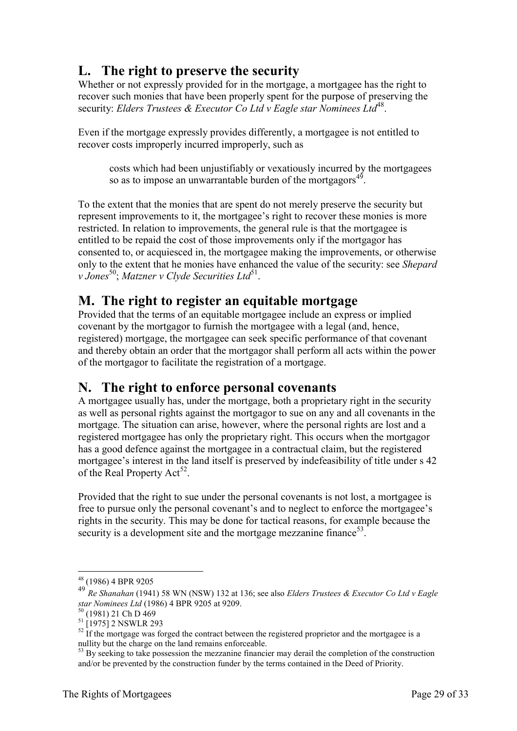## L. The right to preserve the security

Whether or not expressly provided for in the mortgage, a mortgagee has the right to recover such monies that have been properly spent for the purpose of preserving the security: *Elders Trustees & Executor Co Ltd v Eagle star Nominees Ltd*[48].

Even if the mortgage expressly provides differently, a mortgagee is not entitled to recover costs improperly incurred improperly, such as

> costs which had been unjustifiably or vexatiously incurred by the mortgagees so as to impose an unwarrantable burden of the mortgagors[49].

To the extent that the monies that are spent do not merely preserve the security but represent improvements to it, the mortgagee's right to recover these monies is more restricted. In relation to improvements, the general rule is that the mortgagee is entitled to be repaid the cost of those improvements only if the mortgagor has consented to, or acquiesced in, the mortgagee making the improvements, or otherwise only to the extent that he monies have enhanced the value of the security: see *Shepard v Jones*[50]; *Matzner v Clyde Securities Ltd*[51].

## M. The right to register an equitable mortgage

Provided that the terms of an equitable mortgagee include an express or implied covenant by the mortgagor to furnish the mortgagee with a legal (and, hence, registered) mortgage, the mortgagee can seek specific performance of that covenant and thereby obtain an order that the mortgagor shall perform all acts within the power of the mortgagor to facilitate the registration of a mortgage.

## N. The right to enforce personal covenants

A mortgagee usually has, under the mortgage, both a proprietary right in the security as well as personal rights against the mortgagor to sue on any and all covenants in the mortgage. The situation can arise, however, where the personal rights are lost and a registered mortgagee has only the proprietary right. This occurs when the mortgagor has a good defence against the mortgagee in a contractual claim, but the registered mortgagee's interest in the land itself is preserved by indefeasibility of title under s 42 of the Real Property Act[52].

Provided that the right to sue under the personal covenants is not lost, a mortgagee is free to pursue only the personal covenant's and to neglect to enforce the mortgagee's rights in the security. This may be done for tactical reasons, for example because the security is a development site and the mortgage mezzanine finance[53].

---

[48] (1986) 4 BPR 9205

[49] *Re Shanahan* (1941) 58 WN (NSW) 132 at 136; see also *Elders Trustees & Executor Co Ltd v Eagle star Nominees Ltd* (1986) 4 BPR 9205 at 9209.

[50] (1981) 21 Ch D 469

[51] [1975] 2 NSWLR 293

[52] If the mortgage was forged the contract between the registered proprietor and the mortgagee is a nullity but the charge on the land remains enforceable.

[53] By seeking to take possession the mezzanine financier may derail the completion of the construction and/or be prevented by the construction funder by the terms contained in the Deed of Priority.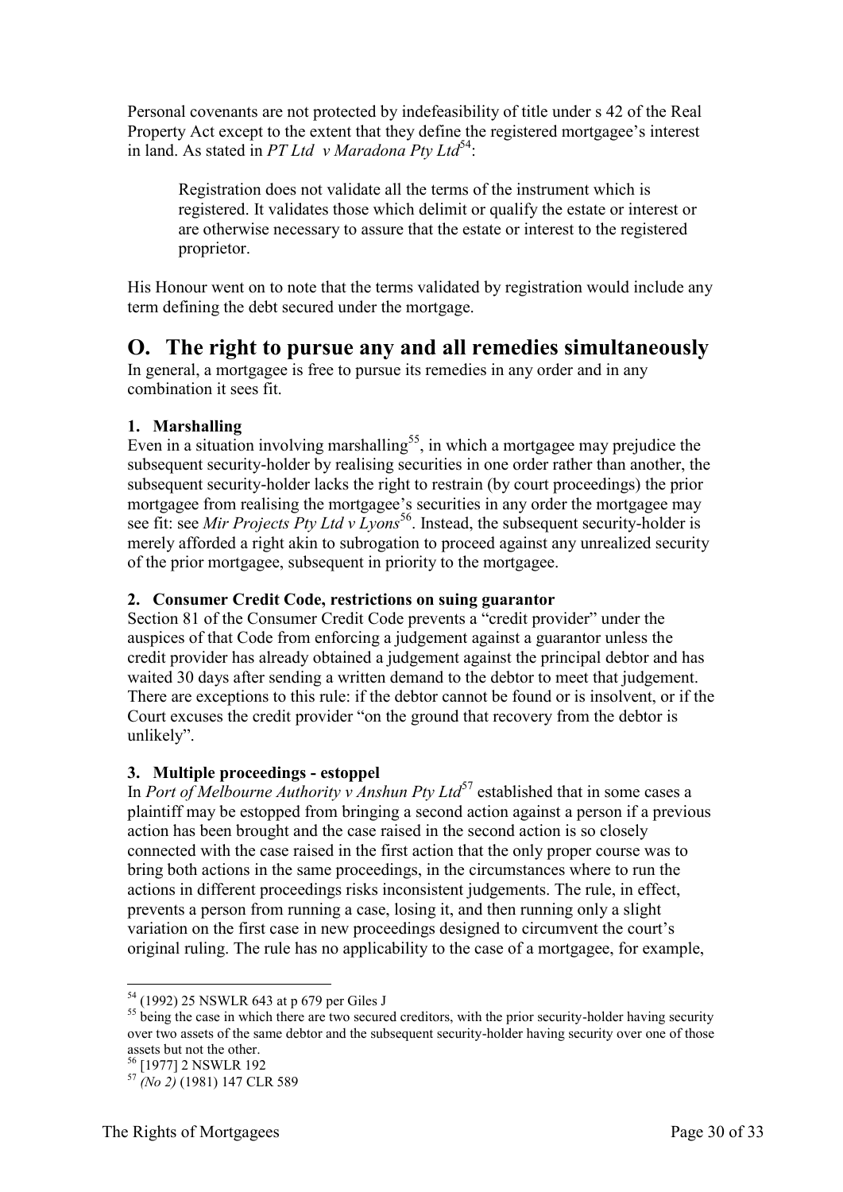Personal covenants are not protected by indefeasibility of title under s 42 of the Real Property Act except to the extent that they define the registered mortgagee's interest in land. As stated in *PT Ltd v Maradona Pty Ltd*[54]:

> Registration does not validate all the terms of the instrument which is registered. It validates those which delimit or qualify the estate or interest or are otherwise necessary to assure that the estate or interest to the registered proprietor.

His Honour went on to note that the terms validated by registration would include any term defining the debt secured under the mortgage.

# O. The right to pursue any and all remedies simultaneously

In general, a mortgagee is free to pursue its remedies in any order and in any combination it sees fit.

### 1. Marshalling

Even in a situation involving marshalling[55], in which a mortgagee may prejudice the subsequent security-holder by realising securities in one order rather than another, the subsequent security-holder lacks the right to restrain (by court proceedings) the prior mortgagee from realising the mortgagee's securities in any order the mortgagee may see fit: see *Mir Projects Pty Ltd v Lyons*[56]. Instead, the subsequent security-holder is merely afforded a right akin to subrogation to proceed against any unrealized security of the prior mortgagee, subsequent in priority to the mortgagee.

### 2. Consumer Credit Code, restrictions on suing guarantor

Section 81 of the Consumer Credit Code prevents a "credit provider" under the auspices of that Code from enforcing a judgement against a guarantor unless the credit provider has already obtained a judgement against the principal debtor and has waited 30 days after sending a written demand to the debtor to meet that judgement. There are exceptions to this rule: if the debtor cannot be found or is insolvent, or if the Court excuses the credit provider "on the ground that recovery from the debtor is unlikely".

### 3. Multiple proceedings - estoppel

In *Port of Melbourne Authority v Anshun Pty Ltd*[57] established that in some cases a plaintiff may be estopped from bringing a second action against a person if a previous action has been brought and the case raised in the second action is so closely connected with the case raised in the first action that the only proper course was to bring both actions in the same proceedings, in the circumstances where to run the actions in different proceedings risks inconsistent judgements. The rule, in effect, prevents a person from running a case, losing it, and then running only a slight variation on the first case in new proceedings designed to circumvent the court's original ruling. The rule has no applicability to the case of a mortgagee, for example,

---

[54] (1992) 25 NSWLR 643 at p 679 per Giles J

[55] being the case in which there are two secured creditors, with the prior security-holder having security over two assets of the same debtor and the subsequent security-holder having security over one of those assets but not the other.

[56] [1977] 2 NSWLR 192

[57] *(No 2)* (1981) 147 CLR 589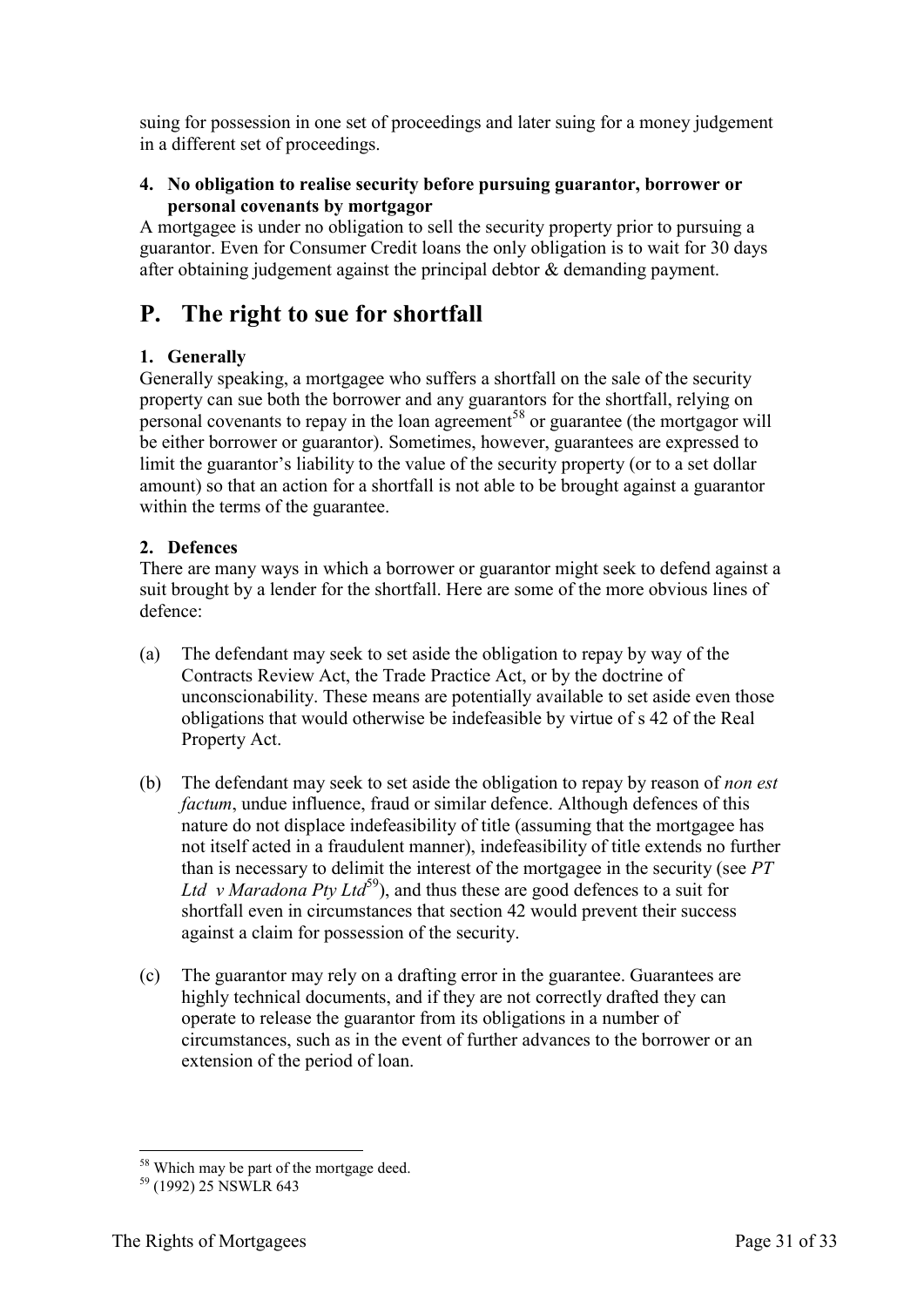suing for possession in one set of proceedings and later suing for a money judgement in a different set of proceedings.

**4. No obligation to realise security before pursuing guarantor, borrower or personal covenants by mortgagor**

A mortgagee is under no obligation to sell the security property prior to pursuing a guarantor. Even for Consumer Credit loans the only obligation is to wait for 30 days after obtaining judgement against the principal debtor & demanding payment.

## P. The right to sue for shortfall

**1. Generally**

Generally speaking, a mortgagee who suffers a shortfall on the sale of the security property can sue both the borrower and any guarantors for the shortfall, relying on personal covenants to repay in the loan agreement[58] or guarantee (the mortgagor will be either borrower or guarantor). Sometimes, however, guarantees are expressed to limit the guarantor's liability to the value of the security property (or to a set dollar amount) so that an action for a shortfall is not able to be brought against a guarantor within the terms of the guarantee.

**2. Defences**

There are many ways in which a borrower or guarantor might seek to defend against a suit brought by a lender for the shortfall. Here are some of the more obvious lines of defence:

(a) The defendant may seek to set aside the obligation to repay by way of the Contracts Review Act, the Trade Practice Act, or by the doctrine of unconscionability. These means are potentially available to set aside even those obligations that would otherwise be indefeasible by virtue of s 42 of the Real Property Act.

(b) The defendant may seek to set aside the obligation to repay by reason of *non est factum*, undue influence, fraud or similar defence. Although defences of this nature do not displace indefeasibility of title (assuming that the mortgagee has not itself acted in a fraudulent manner), indefeasibility of title extends no further than is necessary to delimit the interest of the mortgagee in the security (see *PT Ltd v Maradona Pty Ltd*[59]), and thus these are good defences to a suit for shortfall even in circumstances that section 42 would prevent their success against a claim for possession of the security.

(c) The guarantor may rely on a drafting error in the guarantee. Guarantees are highly technical documents, and if they are not correctly drafted they can operate to release the guarantor from its obligations in a number of circumstances, such as in the event of further advances to the borrower or an extension of the period of loan.

---

[58] Which may be part of the mortgage deed.

[59] (1992) 25 NSWLR 643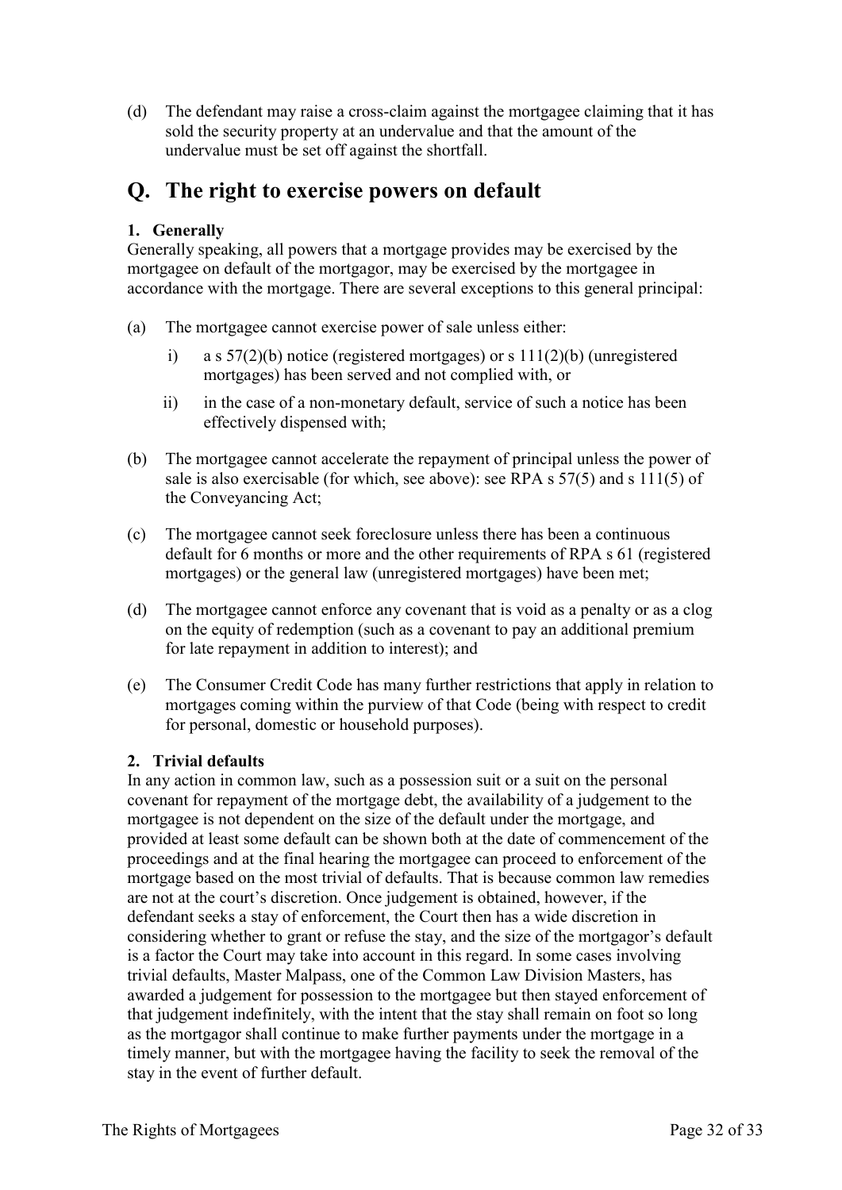(d) The defendant may raise a cross-claim against the mortgagee claiming that it has sold the security property at an undervalue and that the amount of the undervalue must be set off against the shortfall.

## Q. The right to exercise powers on default

### 1. Generally

Generally speaking, all powers that a mortgage provides may be exercised by the mortgagee on default of the mortgagor, may be exercised by the mortgagee in accordance with the mortgage. There are several exceptions to this general principal:

(a) The mortgagee cannot exercise power of sale unless either:

  i) a s 57(2)(b) notice (registered mortgages) or s 111(2)(b) (unregistered mortgages) has been served and not complied with, or

  ii) in the case of a non-monetary default, service of such a notice has been effectively dispensed with;

(b) The mortgagee cannot accelerate the repayment of principal unless the power of sale is also exercisable (for which, see above): see RPA s 57(5) and s 111(5) of the Conveyancing Act;

(c) The mortgagee cannot seek foreclosure unless there has been a continuous default for 6 months or more and the other requirements of RPA s 61 (registered mortgages) or the general law (unregistered mortgages) have been met;

(d) The mortgagee cannot enforce any covenant that is void as a penalty or as a clog on the equity of redemption (such as a covenant to pay an additional premium for late repayment in addition to interest); and

(e) The Consumer Credit Code has many further restrictions that apply in relation to mortgages coming within the purview of that Code (being with respect to credit for personal, domestic or household purposes).

### 2. Trivial defaults

In any action in common law, such as a possession suit or a suit on the personal covenant for repayment of the mortgage debt, the availability of a judgement to the mortgagee is not dependent on the size of the default under the mortgage, and provided at least some default can be shown both at the date of commencement of the proceedings and at the final hearing the mortgagee can proceed to enforcement of the mortgage based on the most trivial of defaults. That is because common law remedies are not at the court's discretion. Once judgement is obtained, however, if the defendant seeks a stay of enforcement, the Court then has a wide discretion in considering whether to grant or refuse the stay, and the size of the mortgagor's default is a factor the Court may take into account in this regard. In some cases involving trivial defaults, Master Malpass, one of the Common Law Division Masters, has awarded a judgement for possession to the mortgagee but then stayed enforcement of that judgement indefinitely, with the intent that the stay shall remain on foot so long as the mortgagor shall continue to make further payments under the mortgage in a timely manner, but with the mortgagee having the facility to seek the removal of the stay in the event of further default.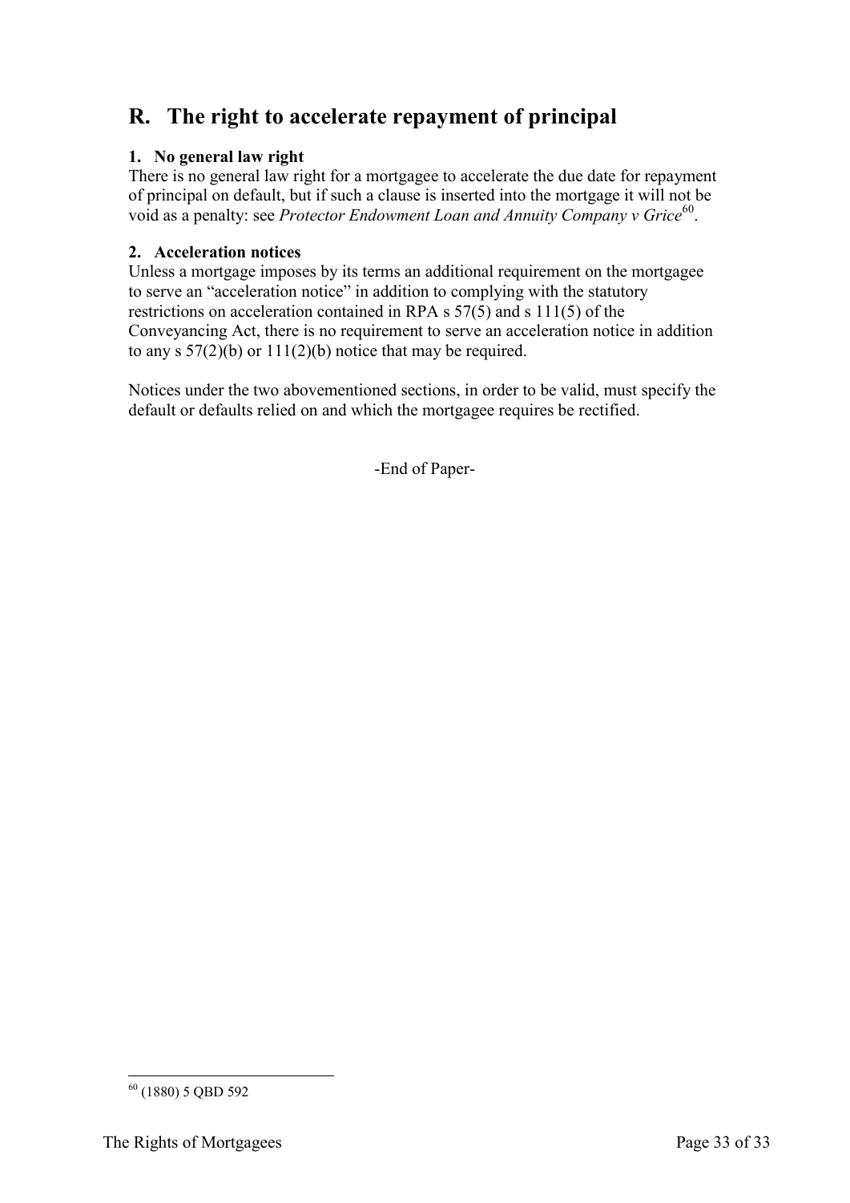## R. The right to accelerate repayment of principal

### 1. No general law right

There is no general law right for a mortgagee to accelerate the due date for repayment of principal on default, but if such a clause is inserted into the mortgage it will not be void as a penalty: see *Protector Endowment Loan and Annuity Company v Grice*[60].

### 2. Acceleration notices

Unless a mortgage imposes by its terms an additional requirement on the mortgagee to serve an "acceleration notice" in addition to complying with the statutory restrictions on acceleration contained in RPA s 57(5) and s 111(5) of the Conveyancing Act, there is no requirement to serve an acceleration notice in addition to any s 57(2)(b) or 111(2)(b) notice that may be required.

Notices under the two abovementioned sections, in order to be valid, must specify the default or defaults relied on and which the mortgagee requires be rectified.

-End of Paper-

[60] (1880) 5 QBD 592